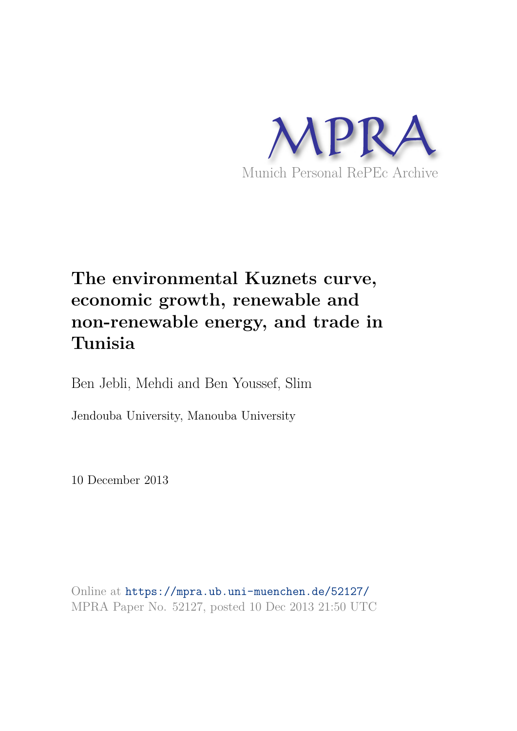MPRA

Munich Personal RePEc Archive

# The environmental Kuznets curve, economic growth, renewable and non-renewable energy, and trade in Tunisia

Ben Jebli, Mehdi and Ben Youssef, Slim

Jendouba University, Manouba University

10 December 2013

Online at https://mpra.ub.uni-muenchen.de/52127/
MPRA Paper No. 52127, posted 10 Dec 2013 21:50 UTC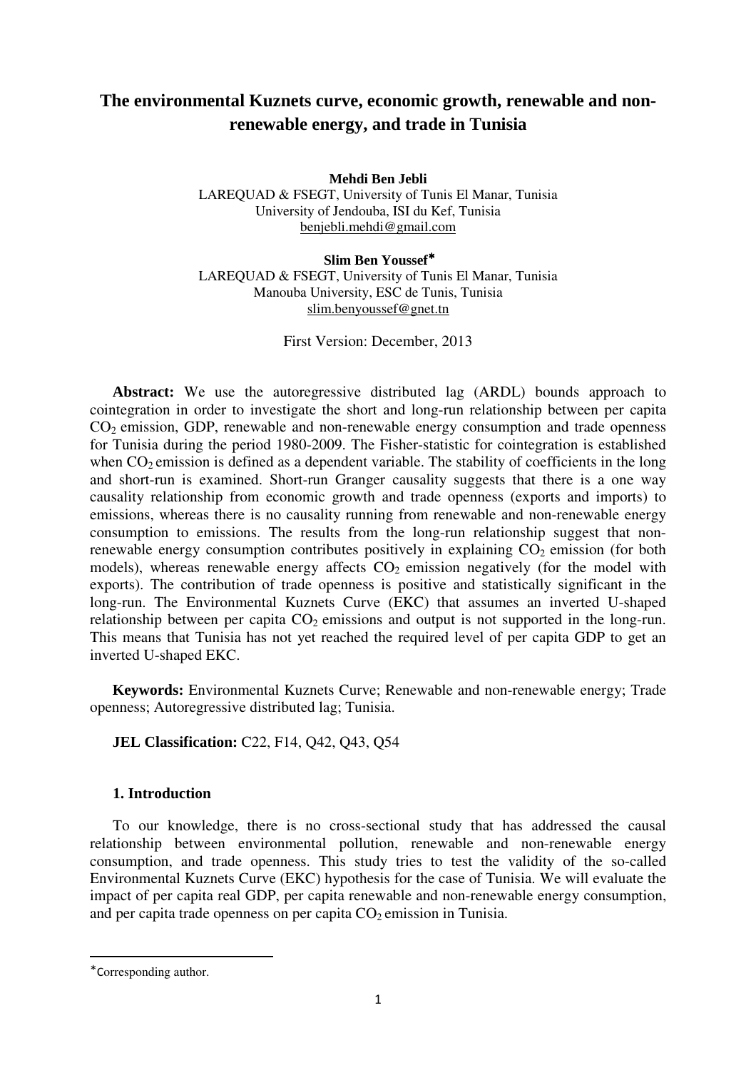# The environmental Kuznets curve, economic growth, renewable and non-renewable energy, and trade in Tunisia

**Mehdi Ben Jebli**
LAREQUAD & FSEGT, University of Tunis El Manar, Tunisia
University of Jendouba, ISI du Kef, Tunisia
benjebli.mehdi@gmail.com

**Slim Ben Youssef***
LAREQUAD & FSEGT, University of Tunis El Manar, Tunisia
Manouba University, ESC de Tunis, Tunisia
slim.benyoussef@gnet.tn

First Version: December, 2013

**Abstract:** We use the autoregressive distributed lag (ARDL) bounds approach to cointegration in order to investigate the short and long-run relationship between per capita $CO_2$ emission, GDP, renewable and non-renewable energy consumption and trade openness for Tunisia during the period 1980-2009. The Fisher-statistic for cointegration is established when $CO_2$ emission is defined as a dependent variable. The stability of coefficients in the long and short-run is examined. Short-run Granger causality suggests that there is a one way causality relationship from economic growth and trade openness (exports and imports) to emissions, whereas there is no causality running from renewable and non-renewable energy consumption to emissions. The results from the long-run relationship suggest that non-renewable energy consumption contributes positively in explaining $CO_2$ emission (for both models), whereas renewable energy affects $CO_2$ emission negatively (for the model with exports). The contribution of trade openness is positive and statistically significant in the long-run. The Environmental Kuznets Curve (EKC) that assumes an inverted U-shaped relationship between per capita $CO_2$ emissions and output is not supported in the long-run. This means that Tunisia has not yet reached the required level of per capita GDP to get an inverted U-shaped EKC.

**Keywords:** Environmental Kuznets Curve; Renewable and non-renewable energy; Trade openness; Autoregressive distributed lag; Tunisia.

**JEL Classification:** C22, F14, Q42, Q43, Q54

## 1. Introduction

To our knowledge, there is no cross-sectional study that has addressed the causal relationship between environmental pollution, renewable and non-renewable energy consumption, and trade openness. This study tries to test the validity of the so-called Environmental Kuznets Curve (EKC) hypothesis for the case of Tunisia. We will evaluate the impact of per capita real GDP, per capita renewable and non-renewable energy consumption, and per capita trade openness on per capita $CO_2$ emission in Tunisia.

---

*Corresponding author.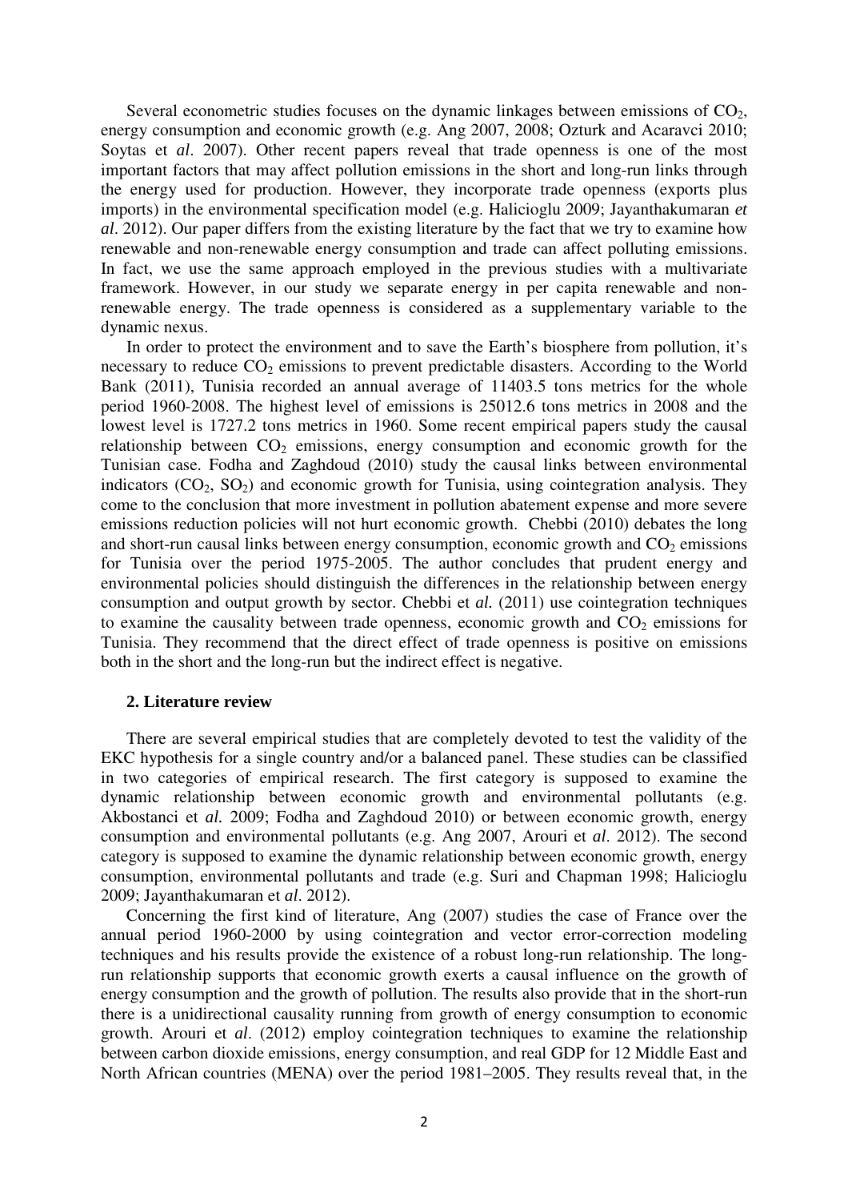Several econometric studies focuses on the dynamic linkages between emissions of $CO_2$, energy consumption and economic growth (e.g. Ang 2007, 2008; Ozturk and Acaravci 2010; Soytas et *al*. 2007). Other recent papers reveal that trade openness is one of the most important factors that may affect pollution emissions in the short and long-run links through the energy used for production. However, they incorporate trade openness (exports plus imports) in the environmental specification model (e.g. Halicioglu 2009; Jayanthakumaran *et al*. 2012). Our paper differs from the existing literature by the fact that we try to examine how renewable and non-renewable energy consumption and trade can affect polluting emissions. In fact, we use the same approach employed in the previous studies with a multivariate framework. However, in our study we separate energy in per capita renewable and non-renewable energy. The trade openness is considered as a supplementary variable to the dynamic nexus.

In order to protect the environment and to save the Earth's biosphere from pollution, it's necessary to reduce $CO_2$ emissions to prevent predictable disasters. According to the World Bank (2011), Tunisia recorded an annual average of 11403.5 tons metrics for the whole period 1960-2008. The highest level of emissions is 25012.6 tons metrics in 2008 and the lowest level is 1727.2 tons metrics in 1960. Some recent empirical papers study the causal relationship between $CO_2$ emissions, energy consumption and economic growth for the Tunisian case. Fodha and Zaghdoud (2010) study the causal links between environmental indicators ($CO_2$, $SO_2$) and economic growth for Tunisia, using cointegration analysis. They come to the conclusion that more investment in pollution abatement expense and more severe emissions reduction policies will not hurt economic growth. Chebbi (2010) debates the long and short-run causal links between energy consumption, economic growth and $CO_2$ emissions for Tunisia over the period 1975-2005. The author concludes that prudent energy and environmental policies should distinguish the differences in the relationship between energy consumption and output growth by sector. Chebbi et *al.* (2011) use cointegration techniques to examine the causality between trade openness, economic growth and $CO_2$ emissions for Tunisia. They recommend that the direct effect of trade openness is positive on emissions both in the short and the long-run but the indirect effect is negative.

## 2. Literature review

There are several empirical studies that are completely devoted to test the validity of the EKC hypothesis for a single country and/or a balanced panel. These studies can be classified in two categories of empirical research. The first category is supposed to examine the dynamic relationship between economic growth and environmental pollutants (e.g. Akbostanci et *al.* 2009; Fodha and Zaghdoud 2010) or between economic growth, energy consumption and environmental pollutants (e.g. Ang 2007, Arouri et *al*. 2012). The second category is supposed to examine the dynamic relationship between economic growth, energy consumption, environmental pollutants and trade (e.g. Suri and Chapman 1998; Halicioglu 2009; Jayanthakumaran et *al*. 2012).

Concerning the first kind of literature, Ang (2007) studies the case of France over the annual period 1960-2000 by using cointegration and vector error-correction modeling techniques and his results provide the existence of a robust long-run relationship. The long-run relationship supports that economic growth exerts a causal influence on the growth of energy consumption and the growth of pollution. The results also provide that in the short-run there is a unidirectional causality running from growth of energy consumption to economic growth. Arouri et *al*. (2012) employ cointegration techniques to examine the relationship between carbon dioxide emissions, energy consumption, and real GDP for 12 Middle East and North African countries (MENA) over the period 1981–2005. They results reveal that, in the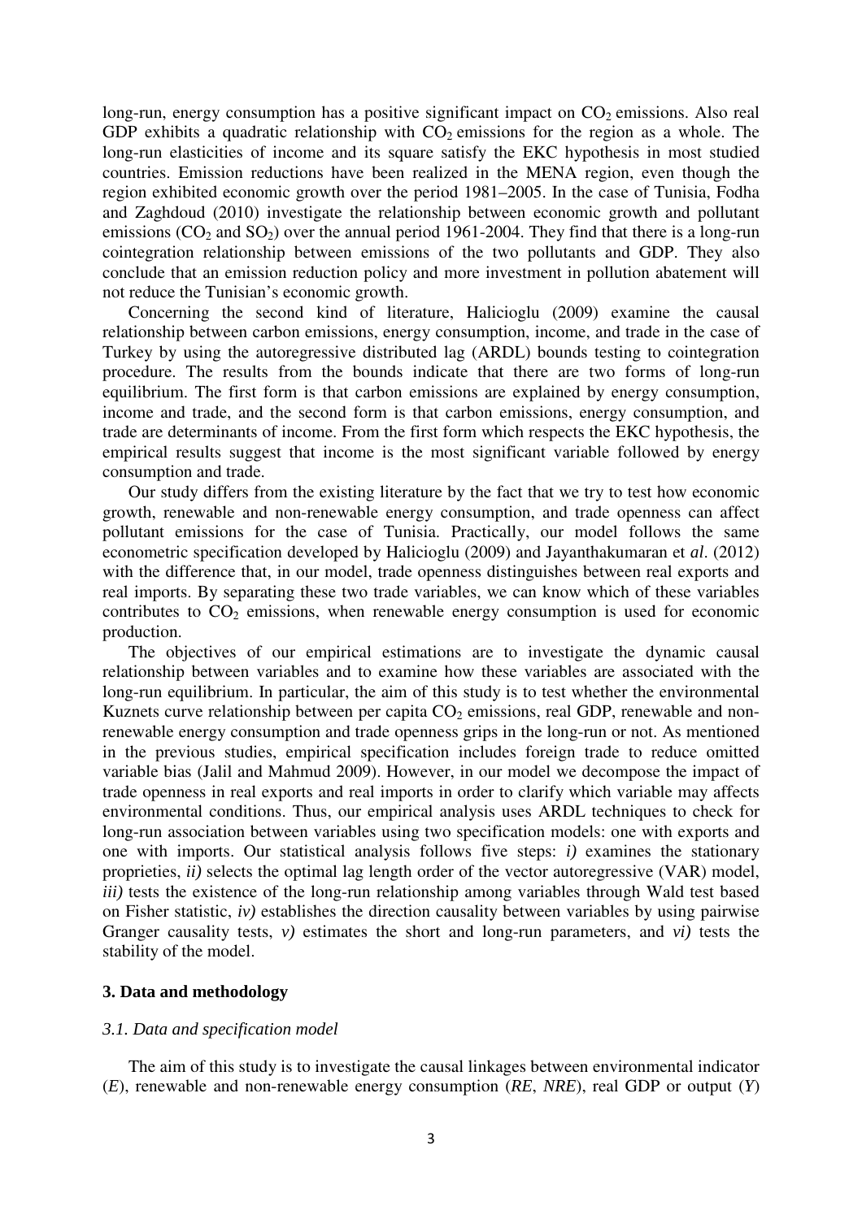long-run, energy consumption has a positive significant impact on $CO_2$ emissions. Also real GDP exhibits a quadratic relationship with $CO_2$ emissions for the region as a whole. The long-run elasticities of income and its square satisfy the EKC hypothesis in most studied countries. Emission reductions have been realized in the MENA region, even though the region exhibited economic growth over the period 1981–2005. In the case of Tunisia, Fodha and Zaghdoud (2010) investigate the relationship between economic growth and pollutant emissions ($CO_2$ and $SO_2$) over the annual period 1961-2004. They find that there is a long-run cointegration relationship between emissions of the two pollutants and GDP. They also conclude that an emission reduction policy and more investment in pollution abatement will not reduce the Tunisian's economic growth.

Concerning the second kind of literature, Halicioglu (2009) examine the causal relationship between carbon emissions, energy consumption, income, and trade in the case of Turkey by using the autoregressive distributed lag (ARDL) bounds testing to cointegration procedure. The results from the bounds indicate that there are two forms of long-run equilibrium. The first form is that carbon emissions are explained by energy consumption, income and trade, and the second form is that carbon emissions, energy consumption, and trade are determinants of income. From the first form which respects the EKC hypothesis, the empirical results suggest that income is the most significant variable followed by energy consumption and trade.

Our study differs from the existing literature by the fact that we try to test how economic growth, renewable and non-renewable energy consumption, and trade openness can affect pollutant emissions for the case of Tunisia. Practically, our model follows the same econometric specification developed by Halicioglu (2009) and Jayanthakumaran et *al*. (2012) with the difference that, in our model, trade openness distinguishes between real exports and real imports. By separating these two trade variables, we can know which of these variables contributes to $CO_2$ emissions, when renewable energy consumption is used for economic production.

The objectives of our empirical estimations are to investigate the dynamic causal relationship between variables and to examine how these variables are associated with the long-run equilibrium. In particular, the aim of this study is to test whether the environmental Kuznets curve relationship between per capita $CO_2$ emissions, real GDP, renewable and non-renewable energy consumption and trade openness grips in the long-run or not. As mentioned in the previous studies, empirical specification includes foreign trade to reduce omitted variable bias (Jalil and Mahmud 2009). However, in our model we decompose the impact of trade openness in real exports and real imports in order to clarify which variable may affects environmental conditions. Thus, our empirical analysis uses ARDL techniques to check for long-run association between variables using two specification models: one with exports and one with imports. Our statistical analysis follows five steps: *i)* examines the stationary proprieties, *ii)* selects the optimal lag length order of the vector autoregressive (VAR) model, *iii)* tests the existence of the long-run relationship among variables through Wald test based on Fisher statistic, *iv)* establishes the direction causality between variables by using pairwise Granger causality tests, *v)* estimates the short and long-run parameters, and *vi)* tests the stability of the model.

## 3. Data and methodology

### *3.1. Data and specification model*

The aim of this study is to investigate the causal linkages between environmental indicator ($E$), renewable and non-renewable energy consumption ($RE$, $NRE$), real GDP or output ($Y$)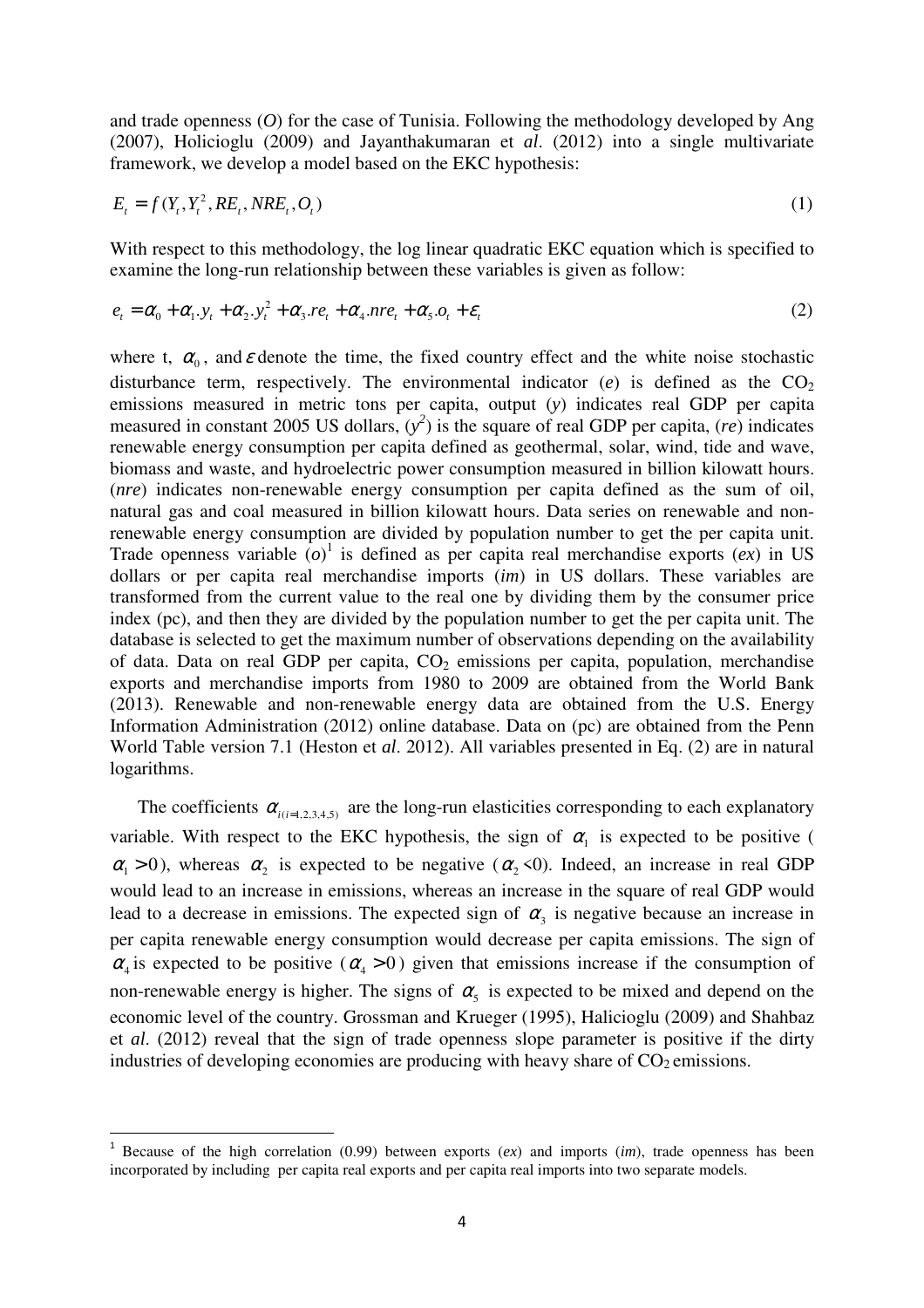and trade openness ($O$) for the case of Tunisia. Following the methodology developed by Ang (2007), Holicioglu (2009) and Jayanthakumaran et *al*. (2012) into a single multivariate framework, we develop a model based on the EKC hypothesis:

$$E_t = f(Y_t, Y_t^2, RE_t, NRE_t, O_t) \tag{1}$$

With respect to this methodology, the log linear quadratic EKC equation which is specified to examine the long-run relationship between these variables is given as follow:

$$e_t = \alpha_0 + \alpha_1.y_t + \alpha_2.y_t^2 + \alpha_3.re_t + \alpha_4.nre_t + \alpha_5.o_t + \varepsilon_t \tag{2}$$

where t, $\alpha_0$, and $\varepsilon$ denote the time, the fixed country effect and the white noise stochastic disturbance term, respectively. The environmental indicator ($e$) is defined as the $CO_2$ emissions measured in metric tons per capita, output ($y$) indicates real GDP per capita measured in constant 2005 US dollars, ($y^2$) is the square of real GDP per capita, ($re$) indicates renewable energy consumption per capita defined as geothermal, solar, wind, tide and wave, biomass and waste, and hydroelectric power consumption measured in billion kilowatt hours. ($nre$) indicates non-renewable energy consumption per capita defined as the sum of oil, natural gas and coal measured in billion kilowatt hours. Data series on renewable and non-renewable energy consumption are divided by population number to get the per capita unit. Trade openness variable ($o$)[1] is defined as per capita real merchandise exports ($ex$) in US dollars or per capita real merchandise imports ($im$) in US dollars. These variables are transformed from the current value to the real one by dividing them by the consumer price index (pc), and then they are divided by the population number to get the per capita unit. The database is selected to get the maximum number of observations depending on the availability of data. Data on real GDP per capita, $CO_2$ emissions per capita, population, merchandise exports and merchandise imports from 1980 to 2009 are obtained from the World Bank (2013). Renewable and non-renewable energy data are obtained from the U.S. Energy Information Administration (2012) online database. Data on (pc) are obtained from the Penn World Table version 7.1 (Heston et *al*. 2012). All variables presented in Eq. (2) are in natural logarithms.

The coefficients $\alpha_{i(i=1,2,3,4,5)}$ are the long-run elasticities corresponding to each explanatory variable. With respect to the EKC hypothesis, the sign of $\alpha_1$ is expected to be positive ($\alpha_1 > 0$), whereas $\alpha_2$ is expected to be negative ($\alpha_2 < 0$). Indeed, an increase in real GDP would lead to an increase in emissions, whereas an increase in the square of real GDP would lead to a decrease in emissions. The expected sign of $\alpha_3$ is negative because an increase in per capita renewable energy consumption would decrease per capita emissions. The sign of $\alpha_4$ is expected to be positive ($\alpha_4 > 0$) given that emissions increase if the consumption of non-renewable energy is higher. The signs of $\alpha_5$ is expected to be mixed and depend on the economic level of the country. Grossman and Krueger (1995), Halicioglu (2009) and Shahbaz et *al*. (2012) reveal that the sign of trade openness slope parameter is positive if the dirty industries of developing economies are producing with heavy share of $CO_2$ emissions.

[1] Because of the high correlation (0.99) between exports ($ex$) and imports ($im$), trade openness has been incorporated by including per capita real exports and per capita real imports into two separate models.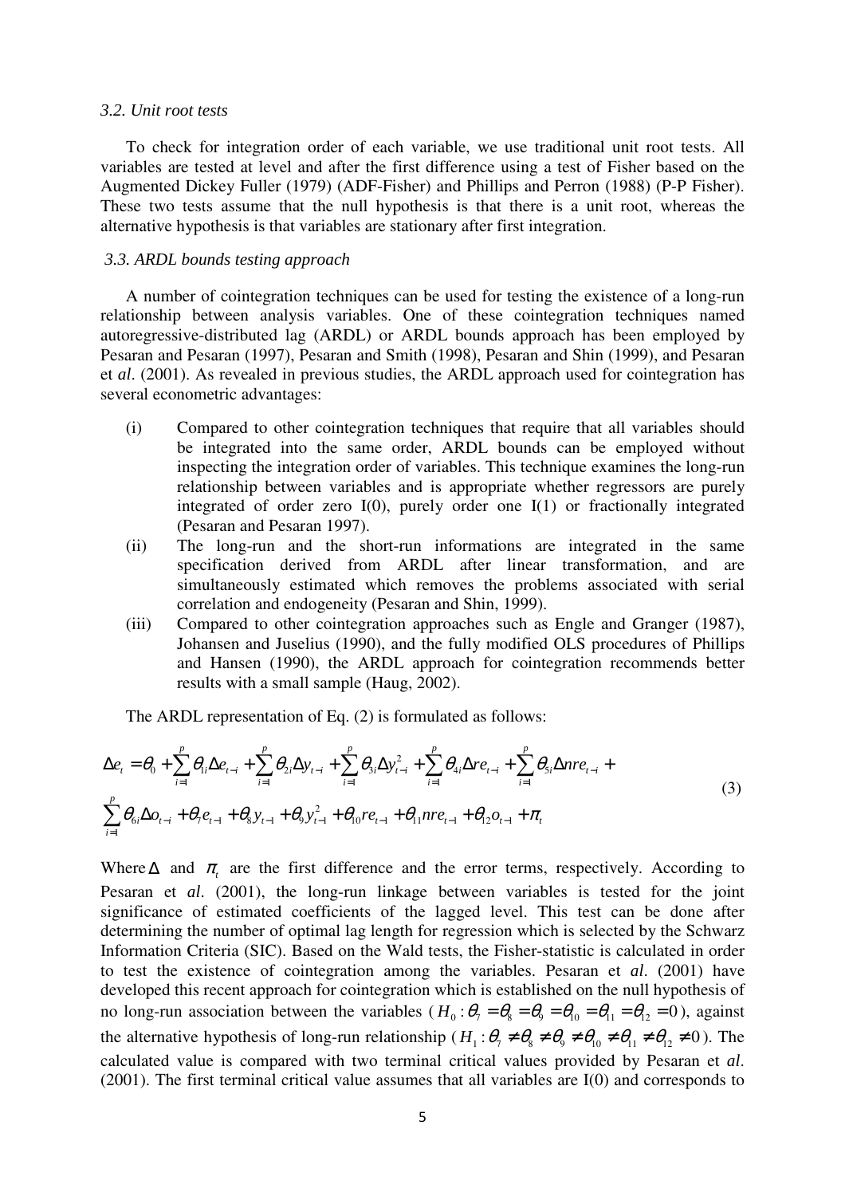*3.2. Unit root tests*

To check for integration order of each variable, we use traditional unit root tests. All variables are tested at level and after the first difference using a test of Fisher based on the Augmented Dickey Fuller (1979) (ADF-Fisher) and Phillips and Perron (1988) (P-P Fisher). These two tests assume that the null hypothesis is that there is a unit root, whereas the alternative hypothesis is that variables are stationary after first integration.

*3.3. ARDL bounds testing approach*

A number of cointegration techniques can be used for testing the existence of a long-run relationship between analysis variables. One of these cointegration techniques named autoregressive-distributed lag (ARDL) or ARDL bounds approach has been employed by Pesaran and Pesaran (1997), Pesaran and Smith (1998), Pesaran and Shin (1999), and Pesaran et *al*. (2001). As revealed in previous studies, the ARDL approach used for cointegration has several econometric advantages:

(i) Compared to other cointegration techniques that require that all variables should be integrated into the same order, ARDL bounds can be employed without inspecting the integration order of variables. This technique examines the long-run relationship between variables and is appropriate whether regressors are purely integrated of order zero I(0), purely order one I(1) or fractionally integrated (Pesaran and Pesaran 1997).

(ii) The long-run and the short-run informations are integrated in the same specification derived from ARDL after linear transformation, and are simultaneously estimated which removes the problems associated with serial correlation and endogeneity (Pesaran and Shin, 1999).

(iii) Compared to other cointegration approaches such as Engle and Granger (1987), Johansen and Juselius (1990), and the fully modified OLS procedures of Phillips and Hansen (1990), the ARDL approach for cointegration recommends better results with a small sample (Haug, 2002).

The ARDL representation of Eq. (2) is formulated as follows:

$$\Delta e_t = \theta_0 + \sum_{i=1}^{p} \theta_{1i} \Delta e_{t-i} + \sum_{i=1}^{p} \theta_{2i} \Delta y_{t-i} + \sum_{i=1}^{p} \theta_{3i} \Delta y_{t-i}^2 + \sum_{i=1}^{p} \theta_{4i} \Delta re_{t-i} + \sum_{i=1}^{p} \theta_{5i} \Delta nre_{t-i} + \sum_{i=1}^{p} \theta_{6i} \Delta o_{t-i} + \theta_7 e_{t-1} + \theta_8 y_{t-1} + \theta_9 y_{t-1}^2 + \theta_{10} re_{t-1} + \theta_{11} nre_{t-1} + \theta_{12} o_{t-1} + \pi_t \tag{3}$$

Where $\Delta$ and $\pi_t$ are the first difference and the error terms, respectively. According to Pesaran et *al*. (2001), the long-run linkage between variables is tested for the joint significance of estimated coefficients of the lagged level. This test can be done after determining the number of optimal lag length for regression which is selected by the Schwarz Information Criteria (SIC). Based on the Wald tests, the Fisher-statistic is calculated in order to test the existence of cointegration among the variables. Pesaran et *al*. (2001) have developed this recent approach for cointegration which is established on the null hypothesis of no long-run association between the variables ($H_0: \theta_7 = \theta_8 = \theta_9 = \theta_{10} = \theta_{11} = \theta_{12} = 0$), against the alternative hypothesis of long-run relationship ($H_1: \theta_7 \neq \theta_8 \neq \theta_9 \neq \theta_{10} \neq \theta_{11} \neq \theta_{12} \neq 0$). The calculated value is compared with two terminal critical values provided by Pesaran et *al*. (2001). The first terminal critical value assumes that all variables are I(0) and corresponds to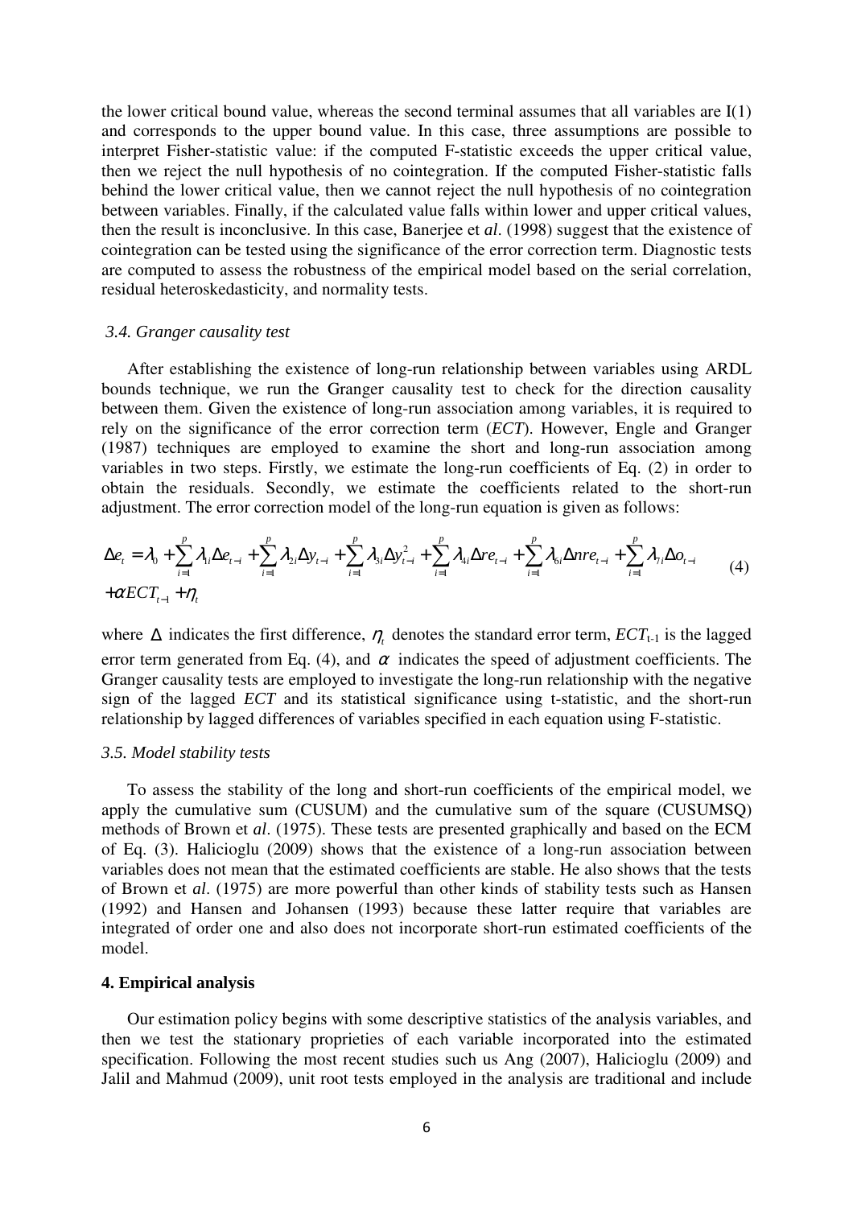the lower critical bound value, whereas the second terminal assumes that all variables are I(1) and corresponds to the upper bound value. In this case, three assumptions are possible to interpret Fisher-statistic value: if the computed F-statistic exceeds the upper critical value, then we reject the null hypothesis of no cointegration. If the computed Fisher-statistic falls behind the lower critical value, then we cannot reject the null hypothesis of no cointegration between variables. Finally, if the calculated value falls within lower and upper critical values, then the result is inconclusive. In this case, Banerjee et *al*. (1998) suggest that the existence of cointegration can be tested using the significance of the error correction term. Diagnostic tests are computed to assess the robustness of the empirical model based on the serial correlation, residual heteroskedasticity, and normality tests.

### *3.4. Granger causality test*

After establishing the existence of long-run relationship between variables using ARDL bounds technique, we run the Granger causality test to check for the direction causality between them. Given the existence of long-run association among variables, it is required to rely on the significance of the error correction term (*ECT*). However, Engle and Granger (1987) techniques are employed to examine the short and long-run association among variables in two steps. Firstly, we estimate the long-run coefficients of Eq. (2) in order to obtain the residuals. Secondly, we estimate the coefficients related to the short-run adjustment. The error correction model of the long-run equation is given as follows:

$$
\begin{aligned}
\Delta e_t = {} & \lambda_0 + \sum_{i=1}^{p} \lambda_{1i} \Delta e_{t-i} + \sum_{i=1}^{p} \lambda_{2i} \Delta y_{t-i} + \sum_{i=1}^{p} \lambda_{3i} \Delta y_{t-i}^2 + \sum_{i=1}^{p} \lambda_{4i} \Delta re_{t-i} + \sum_{i=1}^{p} \lambda_{6i} \Delta nre_{t-i} + \sum_{i=1}^{p} \lambda_{7i} \Delta o_{t-i} \\
& + \alpha ECT_{t-1} + \eta_t
\end{aligned}
\tag{4}
$$

where $\Delta$ indicates the first difference, $\eta_t$ denotes the standard error term, $ECT_{t-1}$ is the lagged error term generated from Eq. (4), and $\alpha$ indicates the speed of adjustment coefficients. The Granger causality tests are employed to investigate the long-run relationship with the negative sign of the lagged *ECT* and its statistical significance using t-statistic, and the short-run relationship by lagged differences of variables specified in each equation using F-statistic.

### *3.5. Model stability tests*

To assess the stability of the long and short-run coefficients of the empirical model, we apply the cumulative sum (CUSUM) and the cumulative sum of the square (CUSUMSQ) methods of Brown et *al*. (1975). These tests are presented graphically and based on the ECM of Eq. (3). Halicioglu (2009) shows that the existence of a long-run association between variables does not mean that the estimated coefficients are stable. He also shows that the tests of Brown et *al*. (1975) are more powerful than other kinds of stability tests such as Hansen (1992) and Hansen and Johansen (1993) because these latter require that variables are integrated of order one and also does not incorporate short-run estimated coefficients of the model.

## 4. Empirical analysis

Our estimation policy begins with some descriptive statistics of the analysis variables, and then we test the stationary proprieties of each variable incorporated into the estimated specification. Following the most recent studies such us Ang (2007), Halicioglu (2009) and Jalil and Mahmud (2009), unit root tests employed in the analysis are traditional and include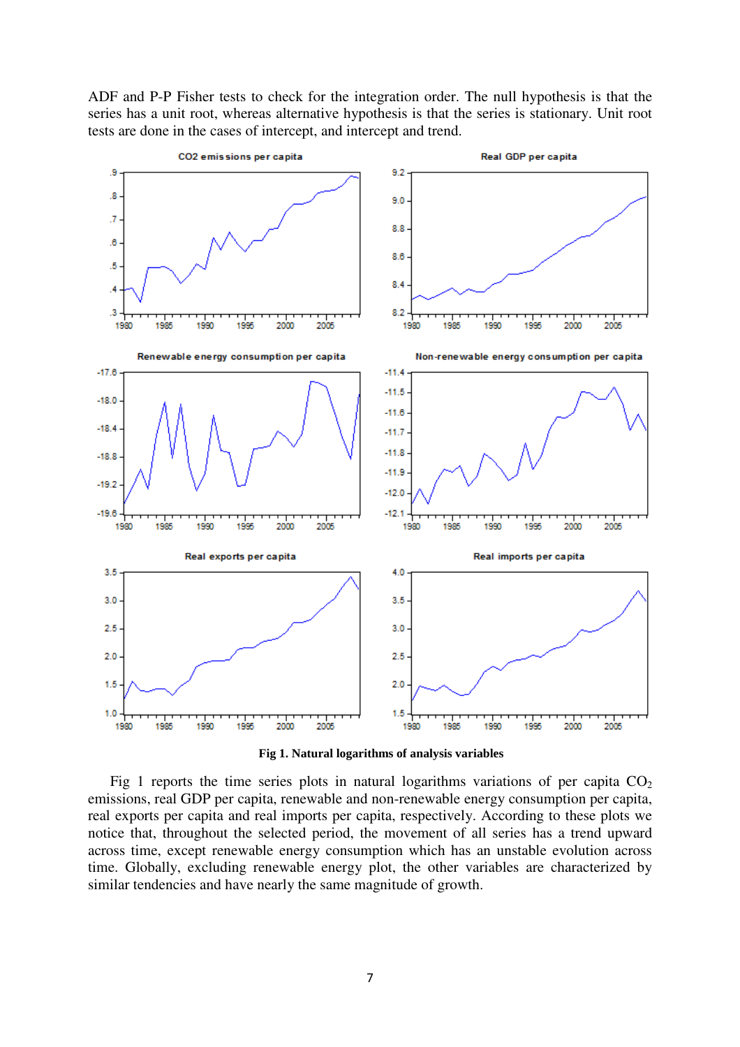ADF and P-P Fisher tests to check for the integration order. The null hypothesis is that the series has a unit root, whereas alternative hypothesis is that the series is stationary. Unit root tests are done in the cases of intercept, and intercept and trend.

**Fig 1. Natural logarithms of analysis variables**

Fig 1 reports the time series plots in natural logarithms variations of per capita $CO_2$ emissions, real GDP per capita, renewable and non-renewable energy consumption per capita, real exports per capita and real imports per capita, respectively. According to these plots we notice that, throughout the selected period, the movement of all series has a trend upward across time, except renewable energy consumption which has an unstable evolution across time. Globally, excluding renewable energy plot, the other variables are characterized by similar tendencies and have nearly the same magnitude of growth.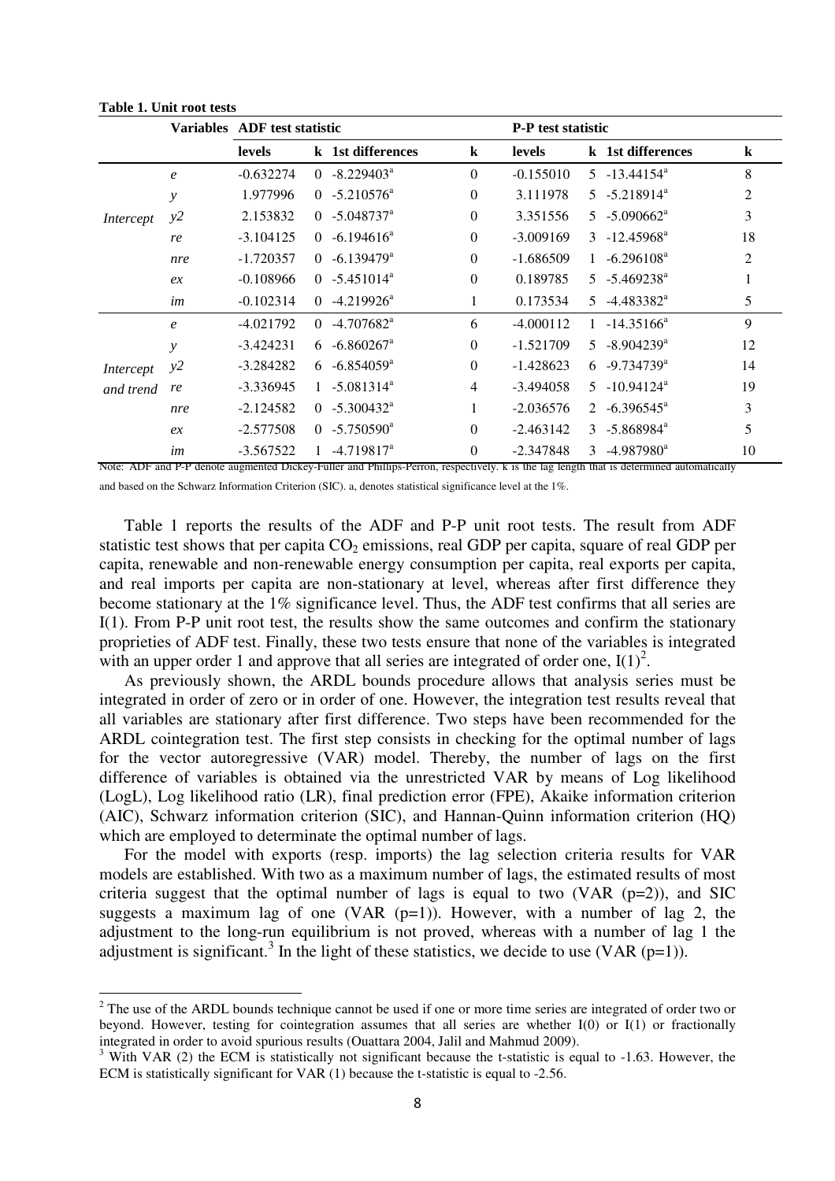**Table 1. Unit root tests**

| | Variables | ADF test statistic | | | | P-P test statistic | | | |
|---|---|---|---|---|---|---|---|---|---|
| | | levels | k | 1st differences | k | levels | k | 1st differences | k |
| *Intercept* | *e* | -0.632274 | 0 | -8.229403[a] | 0 | -0.155010 | 5 | -13.44154[a] | 8 |
| | *y* | 1.977996 | 0 | -5.210576[a] | 0 | 3.111978 | 5 | -5.218914[a] | 2 |
| | *y2* | 2.153832 | 0 | -5.048737[a] | 0 | 3.351556 | 5 | -5.090662[a] | 3 |
| | *re* | -3.104125 | 0 | -6.194616[a] | 0 | -3.009169 | 3 | -12.45968[a] | 18 |
| | *nre* | -1.720357 | 0 | -6.139479[a] | 0 | -1.686509 | 1 | -6.296108[a] | 2 |
| | *ex* | -0.108966 | 0 | -5.451014[a] | 0 | 0.189785 | 5 | -5.469238[a] | 1 |
| | *im* | -0.102314 | 0 | -4.219926[a] | 1 | 0.173534 | 5 | -4.483382[a] | 5 |
| *Intercept and trend* | *e* | -4.021792 | 0 | -4.707682[a] | 6 | -4.000112 | 1 | -14.35166[a] | 9 |
| | *y* | -3.424231 | 6 | -6.860267[a] | 0 | -1.521709 | 5 | -8.904239[a] | 12 |
| | *y2* | -3.284282 | 6 | -6.854059[a] | 0 | -1.428623 | 6 | -9.734739[a] | 14 |
| | *re* | -3.336945 | 1 | -5.081314[a] | 4 | -3.494058 | 5 | -10.94124[a] | 19 |
| | *nre* | -2.124582 | 0 | -5.300432[a] | 1 | -2.036576 | 2 | -6.396545[a] | 3 |
| | *ex* | -2.577508 | 0 | -5.750590[a] | 0 | -2.463142 | 3 | -5.868984[a] | 5 |
| | *im* | -3.567522 | 1 | -4.719817[a] | 0 | -2.347848 | 3 | -4.987980[a] | 10 |

Note: ADF and P-P denote augmented Dickey-Fuller and Phillips-Perron, respectively. k is the lag length that is determined automatically and based on the Schwarz Information Criterion (SIC). a, denotes statistical significance level at the 1%.

Table 1 reports the results of the ADF and P-P unit root tests. The result from ADF statistic test shows that per capita $CO_2$ emissions, real GDP per capita, square of real GDP per capita, renewable and non-renewable energy consumption per capita, real exports per capita, and real imports per capita are non-stationary at level, whereas after first difference they become stationary at the 1% significance level. Thus, the ADF test confirms that all series are I(1). From P-P unit root test, the results show the same outcomes and confirm the stationary proprieties of ADF test. Finally, these two tests ensure that none of the variables is integrated with an upper order 1 and approve that all series are integrated of order one, I(1)[2].

As previously shown, the ARDL bounds procedure allows that analysis series must be integrated in order of zero or in order of one. However, the integration test results reveal that all variables are stationary after first difference. Two steps have been recommended for the ARDL cointegration test. The first step consists in checking for the optimal number of lags for the vector autoregressive (VAR) model. Thereby, the number of lags on the first difference of variables is obtained via the unrestricted VAR by means of Log likelihood (LogL), Log likelihood ratio (LR), final prediction error (FPE), Akaike information criterion (AIC), Schwarz information criterion (SIC), and Hannan-Quinn information criterion (HQ) which are employed to determinate the optimal number of lags.

For the model with exports (resp. imports) the lag selection criteria results for VAR models are established. With two as a maximum number of lags, the estimated results of most criteria suggest that the optimal number of lags is equal to two (VAR (p=2)), and SIC suggests a maximum lag of one (VAR (p=1)). However, with a number of lag 2, the adjustment to the long-run equilibrium is not proved, whereas with a number of lag 1 the adjustment is significant.[3] In the light of these statistics, we decide to use (VAR (p=1)).

---

[2] The use of the ARDL bounds technique cannot be used if one or more time series are integrated of order two or beyond. However, testing for cointegration assumes that all series are whether I(0) or I(1) or fractionally integrated in order to avoid spurious results (Ouattara 2004, Jalil and Mahmud 2009).

[3] With VAR (2) the ECM is statistically not significant because the t-statistic is equal to -1.63. However, the ECM is statistically significant for VAR (1) because the t-statistic is equal to -2.56.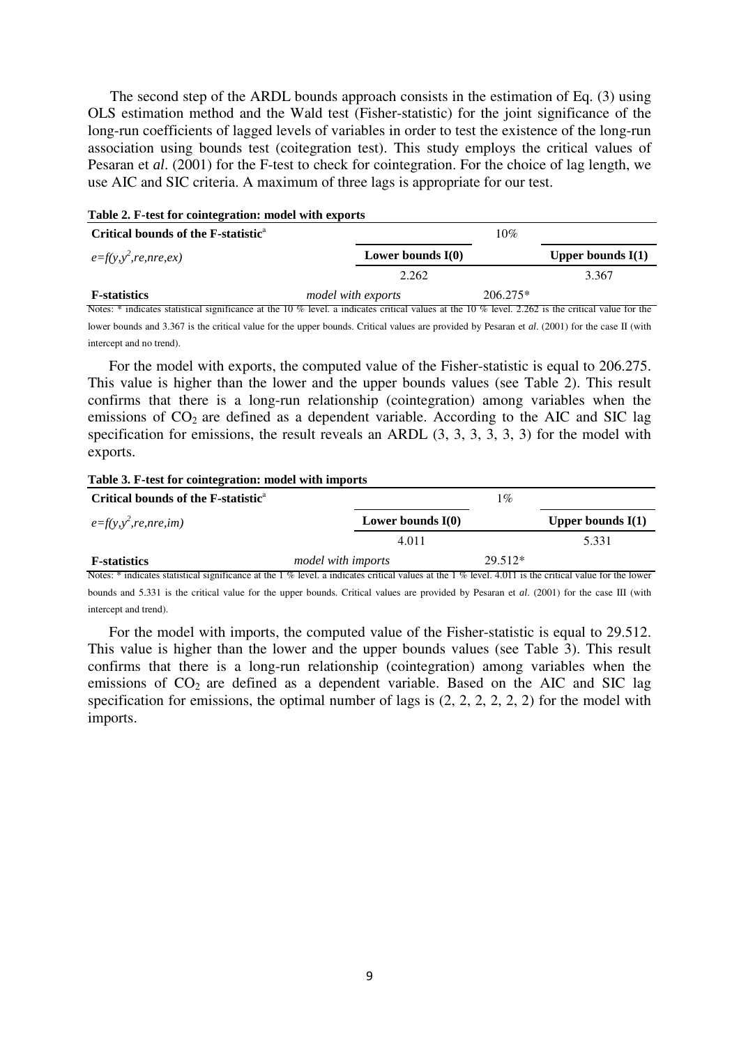The second step of the ARDL bounds approach consists in the estimation of Eq. (3) using OLS estimation method and the Wald test (Fisher-statistic) for the joint significance of the long-run coefficients of lagged levels of variables in order to test the existence of the long-run association using bounds test (coitegration test). This study employs the critical values of Pesaran et *al*. (2001) for the F-test to check for cointegration. For the choice of lag length, we use AIC and SIC criteria. A maximum of three lags is appropriate for our test.

**Table 2. F-test for cointegration: model with exports**

| **Critical bounds of the F-statistic**[a] | 10% | |
|---|---|---|
| $e=f(y,y^2,re,nre,ex)$ | **Lower bounds I(0)** | **Upper bounds I(1)** |
| | 2.262 | 3.367 |
| **F-statistics** | *model with exports* | 206.275* |

Notes: * indicates statistical significance at the 10 % level. a indicates critical values at the 10 % level. 2.262 is the critical value for the lower bounds and 3.367 is the critical value for the upper bounds. Critical values are provided by Pesaran et *al*. (2001) for the case II (with intercept and no trend).

For the model with exports, the computed value of the Fisher-statistic is equal to 206.275. This value is higher than the lower and the upper bounds values (see Table 2). This result confirms that there is a long-run relationship (cointegration) among variables when the emissions of $CO_2$ are defined as a dependent variable. According to the AIC and SIC lag specification for emissions, the result reveals an ARDL (3, 3, 3, 3, 3, 3) for the model with exports.

**Table 3. F-test for cointegration: model with imports**

| **Critical bounds of the F-statistic**[a] | 1% | |
|---|---|---|
| $e=f(y,y^2,re,nre,im)$ | **Lower bounds I(0)** | **Upper bounds I(1)** |
| | 4.011 | 5.331 |
| **F-statistics** | *model with imports* | 29.512* |

Notes: * indicates statistical significance at the 1 % level. a indicates critical values at the 1 % level. 4.011 is the critical value for the lower bounds and 5.331 is the critical value for the upper bounds. Critical values are provided by Pesaran et *al*. (2001) for the case III (with intercept and trend).

For the model with imports, the computed value of the Fisher-statistic is equal to 29.512. This value is higher than the lower and the upper bounds values (see Table 3). This result confirms that there is a long-run relationship (cointegration) among variables when the emissions of $CO_2$ are defined as a dependent variable. Based on the AIC and SIC lag specification for emissions, the optimal number of lags is (2, 2, 2, 2, 2, 2) for the model with imports.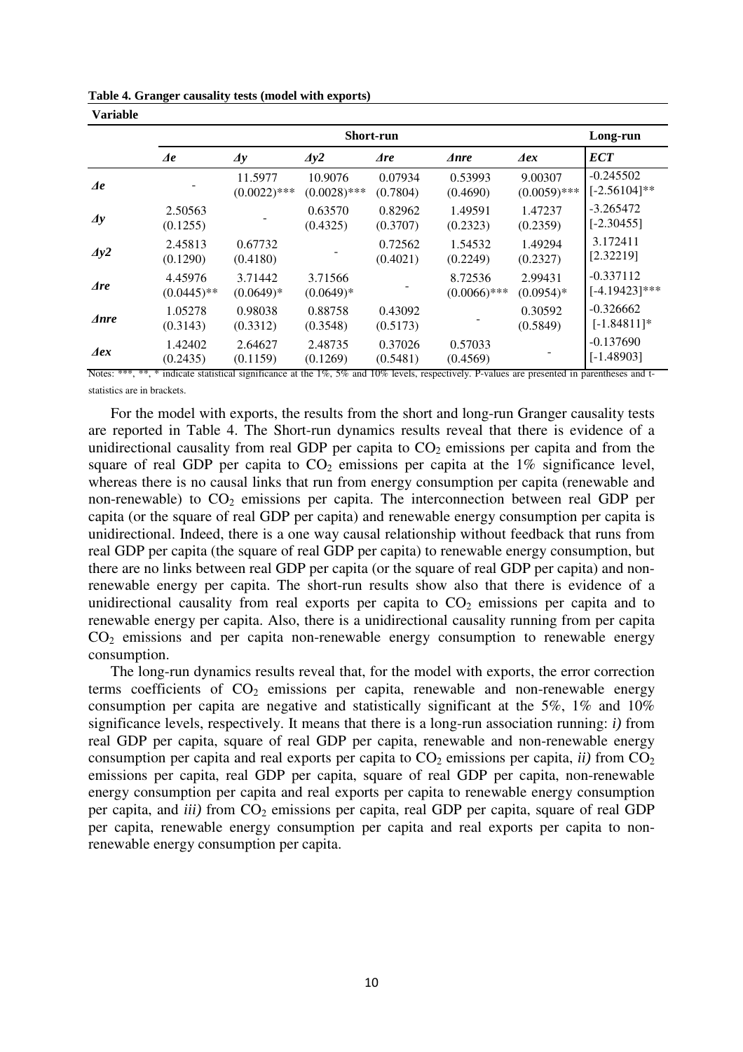**Table 4. Granger causality tests (model with exports)**

| Variable | Short-run | | | | | | Long-run |
|---|---|---|---|---|---|---|---|
| | *Δe* | *Δy* | *Δy2* | *Δre* | *Δnre* | *Δex* | *ECT* |
| *Δe* | - | 11.5977 (0.0022)*** | 10.9076 (0.0028)*** | 0.07934 (0.7804) | 0.53993 (0.4690) | 9.00307 (0.0059)*** | -0.245502 [-2.56104]** |
| *Δy* | 2.50563 (0.1255) | - | 0.63570 (0.4325) | 0.82962 (0.3707) | 1.49591 (0.2323) | 1.47237 (0.2359) | -3.265472 [-2.30455] |
| *Δy2* | 2.45813 (0.1290) | 0.67732 (0.4180) | - | 0.72562 (0.4021) | 1.54532 (0.2249) | 1.49294 (0.2327) | 3.172411 [2.32219] |
| *Δre* | 4.45976 (0.0445)** | 3.71442 (0.0649)* | 3.71566 (0.0649)* | - | 8.72536 (0.0066)*** | 2.99431 (0.0954)* | -0.337112 [-4.19423]*** |
| *Δnre* | 1.05278 (0.3143) | 0.98038 (0.3312) | 0.88758 (0.3548) | 0.43092 (0.5173) | - | 0.30592 (0.5849) | -0.326662 [-1.84811]* |
| *Δex* | 1.42402 (0.2435) | 2.64627 (0.1159) | 2.48735 (0.1269) | 0.37026 (0.5481) | 0.57033 (0.4569) | - | -0.137690 [-1.48903] |

Notes: ***, **, * indicate statistical significance at the 1%, 5% and 10% levels, respectively. P-values are presented in parentheses and t-statistics are in brackets.

For the model with exports, the results from the short and long-run Granger causality tests are reported in Table 4. The Short-run dynamics results reveal that there is evidence of a unidirectional causality from real GDP per capita to $CO_2$ emissions per capita and from the square of real GDP per capita to $CO_2$ emissions per capita at the 1% significance level, whereas there is no causal links that run from energy consumption per capita (renewable and non-renewable) to $CO_2$ emissions per capita. The interconnection between real GDP per capita (or the square of real GDP per capita) and renewable energy consumption per capita is unidirectional. Indeed, there is a one way causal relationship without feedback that runs from real GDP per capita (the square of real GDP per capita) to renewable energy consumption, but there are no links between real GDP per capita (or the square of real GDP per capita) and non-renewable energy per capita. The short-run results show also that there is evidence of a unidirectional causality from real exports per capita to $CO_2$ emissions per capita and to renewable energy per capita. Also, there is a unidirectional causality running from per capita $CO_2$ emissions and per capita non-renewable energy consumption to renewable energy consumption.

The long-run dynamics results reveal that, for the model with exports, the error correction terms coefficients of $CO_2$ emissions per capita, renewable and non-renewable energy consumption per capita are negative and statistically significant at the 5%, 1% and 10% significance levels, respectively. It means that there is a long-run association running: *i)* from real GDP per capita, square of real GDP per capita, renewable and non-renewable energy consumption per capita and real exports per capita to $CO_2$ emissions per capita, *ii)* from $CO_2$ emissions per capita, real GDP per capita, square of real GDP per capita, non-renewable energy consumption per capita and real exports per capita to renewable energy consumption per capita, and *iii)* from $CO_2$ emissions per capita, real GDP per capita, square of real GDP per capita, renewable energy consumption per capita and real exports per capita to non-renewable energy consumption per capita.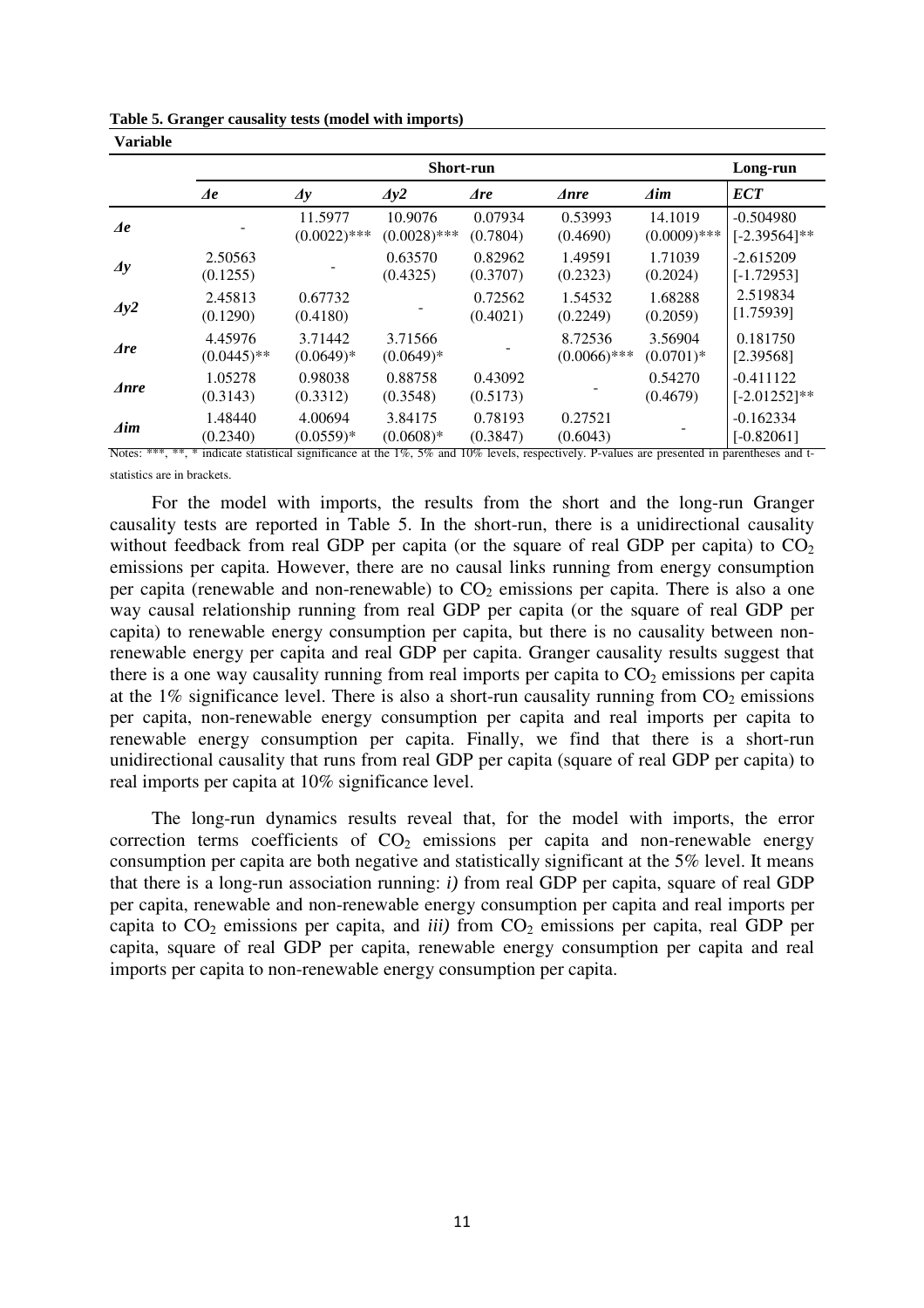**Table 5. Granger causality tests (model with imports)**

| Variable | Short-run | | | | | | Long-run |
|---|---|---|---|---|---|---|---|
| | $\Delta e$ | $\Delta y$ | $\Delta y2$ | $\Delta re$ | $\Delta nre$ | $\Delta im$ | *ECT* |
| $\Delta e$ | - | 11.5977 (0.0022)*** | 10.9076 (0.0028)*** | 0.07934 (0.7804) | 0.53993 (0.4690) | 14.1019 (0.0009)*** | -0.504980 [-2.39564]** |
| $\Delta y$ | 2.50563 (0.1255) | - | 0.63570 (0.4325) | 0.82962 (0.3707) | 1.49591 (0.2323) | 1.71039 (0.2024) | -2.615209 [-1.72953] |
| $\Delta y2$ | 2.45813 (0.1290) | 0.67732 (0.4180) | - | 0.72562 (0.4021) | 1.54532 (0.2249) | 1.68288 (0.2059) | 2.519834 [1.75939] |
| $\Delta re$ | 4.45976 (0.0445)** | 3.71442 (0.0649)* | 3.71566 (0.0649)* | - | 8.72536 (0.0066)*** | 3.56904 (0.0701)* | 0.181750 [2.39568] |
| $\Delta nre$ | 1.05278 (0.3143) | 0.98038 (0.3312) | 0.88758 (0.3548) | 0.43092 (0.5173) | - | 0.54270 (0.4679) | -0.411122 [-2.01252]** |
| $\Delta im$ | 1.48440 (0.2340) | 4.00694 (0.0559)* | 3.84175 (0.0608)* | 0.78193 (0.3847) | 0.27521 (0.6043) | - | -0.162334 [-0.82061] |

Notes: ***, **, * indicate statistical significance at the 1%, 5% and 10% levels, respectively. P-values are presented in parentheses and t-statistics are in brackets.

For the model with imports, the results from the short and the long-run Granger causality tests are reported in Table 5. In the short-run, there is a unidirectional causality without feedback from real GDP per capita (or the square of real GDP per capita) to $CO_2$ emissions per capita. However, there are no causal links running from energy consumption per capita (renewable and non-renewable) to $CO_2$ emissions per capita. There is also a one way causal relationship running from real GDP per capita (or the square of real GDP per capita) to renewable energy consumption per capita, but there is no causality between non-renewable energy per capita and real GDP per capita. Granger causality results suggest that there is a one way causality running from real imports per capita to $CO_2$ emissions per capita at the 1% significance level. There is also a short-run causality running from $CO_2$ emissions per capita, non-renewable energy consumption per capita and real imports per capita to renewable energy consumption per capita. Finally, we find that there is a short-run unidirectional causality that runs from real GDP per capita (square of real GDP per capita) to real imports per capita at 10% significance level.

The long-run dynamics results reveal that, for the model with imports, the error correction terms coefficients of $CO_2$ emissions per capita and non-renewable energy consumption per capita are both negative and statistically significant at the 5% level. It means that there is a long-run association running: *i)* from real GDP per capita, square of real GDP per capita, renewable and non-renewable energy consumption per capita and real imports per capita to $CO_2$ emissions per capita, and *iii)* from $CO_2$ emissions per capita, real GDP per capita, square of real GDP per capita, renewable energy consumption per capita and real imports per capita to non-renewable energy consumption per capita.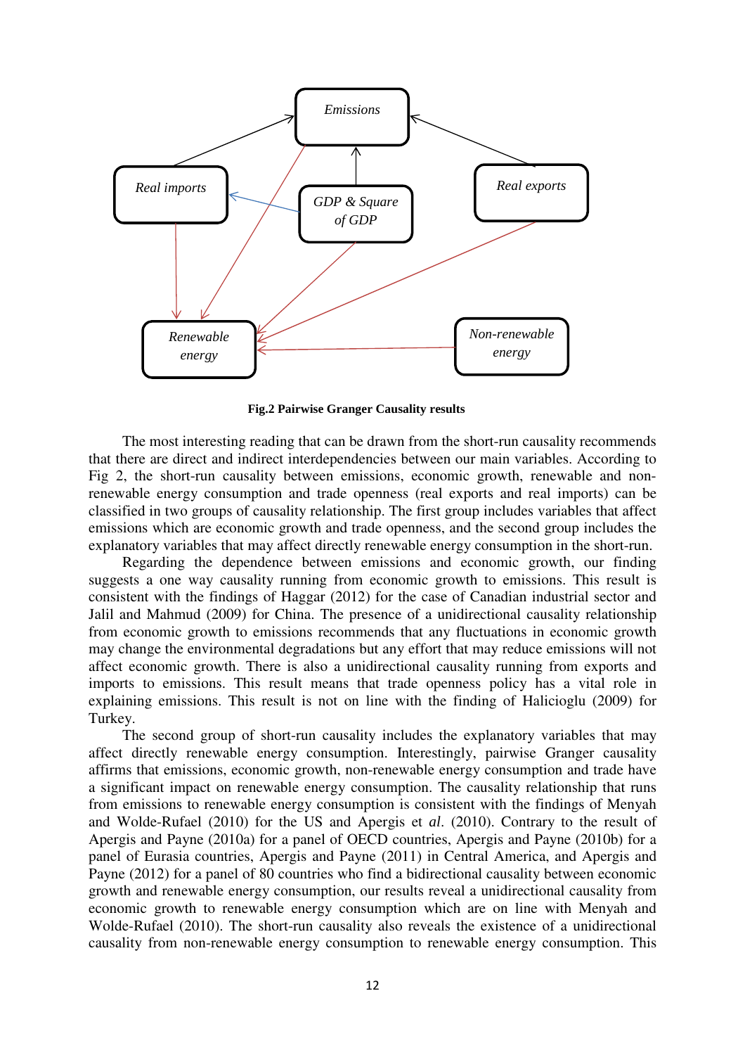**Fig.2 Pairwise Granger Causality results**

The most interesting reading that can be drawn from the short-run causality recommends that there are direct and indirect interdependencies between our main variables. According to Fig 2, the short-run causality between emissions, economic growth, renewable and non-renewable energy consumption and trade openness (real exports and real imports) can be classified in two groups of causality relationship. The first group includes variables that affect emissions which are economic growth and trade openness, and the second group includes the explanatory variables that may affect directly renewable energy consumption in the short-run.

Regarding the dependence between emissions and economic growth, our finding suggests a one way causality running from economic growth to emissions. This result is consistent with the findings of Haggar (2012) for the case of Canadian industrial sector and Jalil and Mahmud (2009) for China. The presence of a unidirectional causality relationship from economic growth to emissions recommends that any fluctuations in economic growth may change the environmental degradations but any effort that may reduce emissions will not affect economic growth. There is also a unidirectional causality running from exports and imports to emissions. This result means that trade openness policy has a vital role in explaining emissions. This result is not on line with the finding of Halicioglu (2009) for Turkey.

The second group of short-run causality includes the explanatory variables that may affect directly renewable energy consumption. Interestingly, pairwise Granger causality affirms that emissions, economic growth, non-renewable energy consumption and trade have a significant impact on renewable energy consumption. The causality relationship that runs from emissions to renewable energy consumption is consistent with the findings of Menyah and Wolde-Rufael (2010) for the US and Apergis et *al*. (2010). Contrary to the result of Apergis and Payne (2010a) for a panel of OECD countries, Apergis and Payne (2010b) for a panel of Eurasia countries, Apergis and Payne (2011) in Central America, and Apergis and Payne (2012) for a panel of 80 countries who find a bidirectional causality between economic growth and renewable energy consumption, our results reveal a unidirectional causality from economic growth to renewable energy consumption which are on line with Menyah and Wolde-Rufael (2010). The short-run causality also reveals the existence of a unidirectional causality from non-renewable energy consumption to renewable energy consumption. This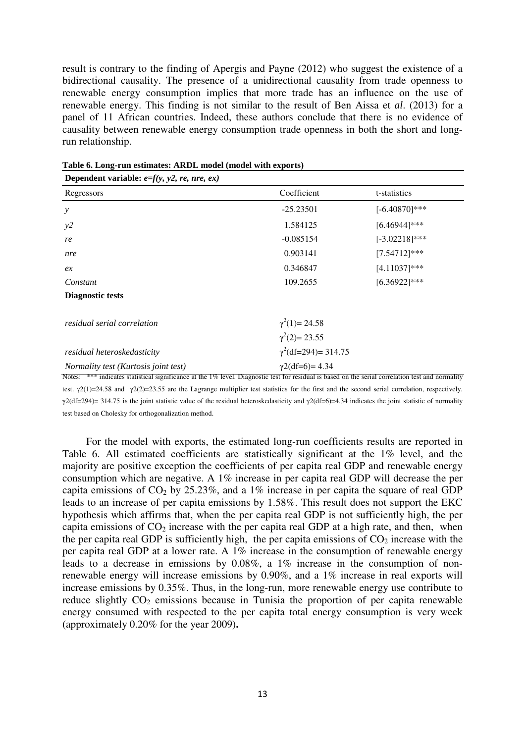result is contrary to the finding of Apergis and Payne (2012) who suggest the existence of a bidirectional causality. The presence of a unidirectional causality from trade openness to renewable energy consumption implies that more trade has an influence on the use of renewable energy. This finding is not similar to the result of Ben Aissa et *al*. (2013) for a panel of 11 African countries. Indeed, these authors conclude that there is no evidence of causality between renewable energy consumption trade openness in both the short and long-run relationship.

**Table 6. Long-run estimates: ARDL model (model with exports)**

| **Dependent variable: *e=f(y, y2, re, nre, ex)*** | | |
|---|---|---|
| Regressors | Coefficient | t-statistics |
| *y* | -25.23501 | [-6.40870]*** |
| *y2* | 1.584125 | [6.46944]*** |
| *re* | -0.085154 | [-3.02218]*** |
| *nre* | 0.903141 | [7.54712]*** |
| *ex* | 0.346847 | [4.11037]*** |
| *Constant* | 109.2655 | [6.36922]*** |
| **Diagnostic tests** | | |
| *residual serial correlation* | $\gamma^2(1)= 24.58$ | |
| | $\gamma^2(2)= 23.55$ | |
| *residual heteroskedasticity* | $\gamma^2(\text{df}=294)= 314.75$ | |
| *Normality test (Kurtosis joint test)* | $\gamma2(\text{df}=6)= 4.34$ | |

Notes: *** indicates statistical significance at the 1% level. Diagnostic test for residual is based on the serial correlation test and normality test. $\gamma2(1)=24.58$ and $\gamma2(2)=23.55$ are the Lagrange multiplier test statistics for the first and the second serial correlation, respectively. $\gamma2(\text{df}=294)= 314.75$ is the joint statistic value of the residual heteroskedasticity and $\gamma2(\text{df}=6)=4.34$ indicates the joint statistic of normality test based on Cholesky for orthogonalization method.

For the model with exports, the estimated long-run coefficients results are reported in Table 6. All estimated coefficients are statistically significant at the 1% level, and the majority are positive exception the coefficients of per capita real GDP and renewable energy consumption which are negative. A 1% increase in per capita real GDP will decrease the per capita emissions of $CO_2$ by 25.23%, and a 1% increase in per capita the square of real GDP leads to an increase of per capita emissions by 1.58%. This result does not support the EKC hypothesis which affirms that, when the per capita real GDP is not sufficiently high, the per capita emissions of $CO_2$ increase with the per capita real GDP at a high rate, and then, when the per capita real GDP is sufficiently high, the per capita emissions of $CO_2$ increase with the per capita real GDP at a lower rate. A 1% increase in the consumption of renewable energy leads to a decrease in emissions by 0.08%, a 1% increase in the consumption of non-renewable energy will increase emissions by 0.90%, and a 1% increase in real exports will increase emissions by 0.35%. Thus, in the long-run, more renewable energy use contribute to reduce slightly $CO_2$ emissions because in Tunisia the proportion of per capita renewable energy consumed with respected to the per capita total energy consumption is very week (approximately 0.20% for the year 2009)**.**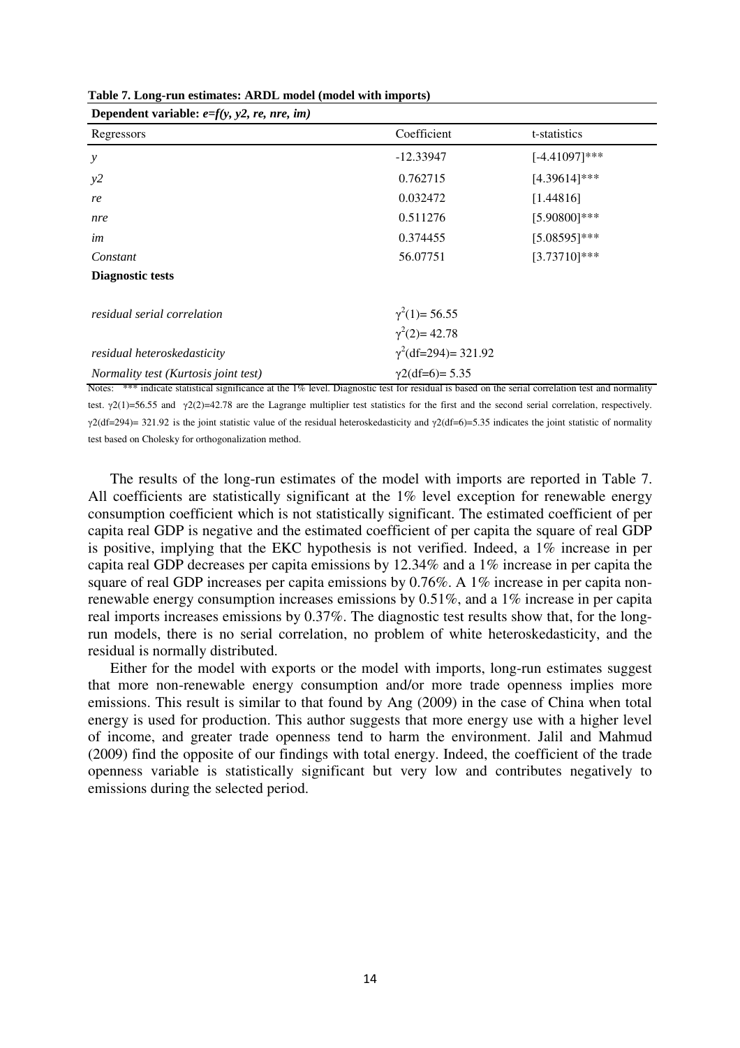**Table 7. Long-run estimates: ARDL model (model with imports)**

| **Dependent variable: *e=f(y, y2, re, nre, im)*** | | |
|---|---|---|
| Regressors | Coefficient | t-statistics |
| *y* | -12.33947 | [-4.41097]*** |
| *y2* | 0.762715 | [4.39614]*** |
| *re* | 0.032472 | [1.44816] |
| *nre* | 0.511276 | [5.90800]*** |
| *im* | 0.374455 | [5.08595]*** |
| *Constant* | 56.07751 | [3.73710]*** |
| **Diagnostic tests** | | |
| *residual serial correlation* | $\gamma^2(1)$= 56.55 | |
| | $\gamma^2(2)$= 42.78 | |
| *residual heteroskedasticity* | $\gamma^2$(df=294)= 321.92 | |
| *Normality test (Kurtosis joint test)* | $\gamma 2$(df=6)= 5.35 | |

Notes: *** indicate statistical significance at the 1% level. Diagnostic test for residual is based on the serial correlation test and normality test. $\gamma 2(1)$=56.55 and $\gamma 2(2)$=42.78 are the Lagrange multiplier test statistics for the first and the second serial correlation, respectively. $\gamma 2$(df=294)= 321.92 is the joint statistic value of the residual heteroskedasticity and $\gamma 2$(df=6)=5.35 indicates the joint statistic of normality test based on Cholesky for orthogonalization method.

The results of the long-run estimates of the model with imports are reported in Table 7. All coefficients are statistically significant at the 1% level exception for renewable energy consumption coefficient which is not statistically significant. The estimated coefficient of per capita real GDP is negative and the estimated coefficient of per capita the square of real GDP is positive, implying that the EKC hypothesis is not verified. Indeed, a 1% increase in per capita real GDP decreases per capita emissions by 12.34% and a 1% increase in per capita the square of real GDP increases per capita emissions by 0.76%. A 1% increase in per capita non-renewable energy consumption increases emissions by 0.51%, and a 1% increase in per capita real imports increases emissions by 0.37%. The diagnostic test results show that, for the long-run models, there is no serial correlation, no problem of white heteroskedasticity, and the residual is normally distributed.

Either for the model with exports or the model with imports, long-run estimates suggest that more non-renewable energy consumption and/or more trade openness implies more emissions. This result is similar to that found by Ang (2009) in the case of China when total energy is used for production. This author suggests that more energy use with a higher level of income, and greater trade openness tend to harm the environment. Jalil and Mahmud (2009) find the opposite of our findings with total energy. Indeed, the coefficient of the trade openness variable is statistically significant but very low and contributes negatively to emissions during the selected period.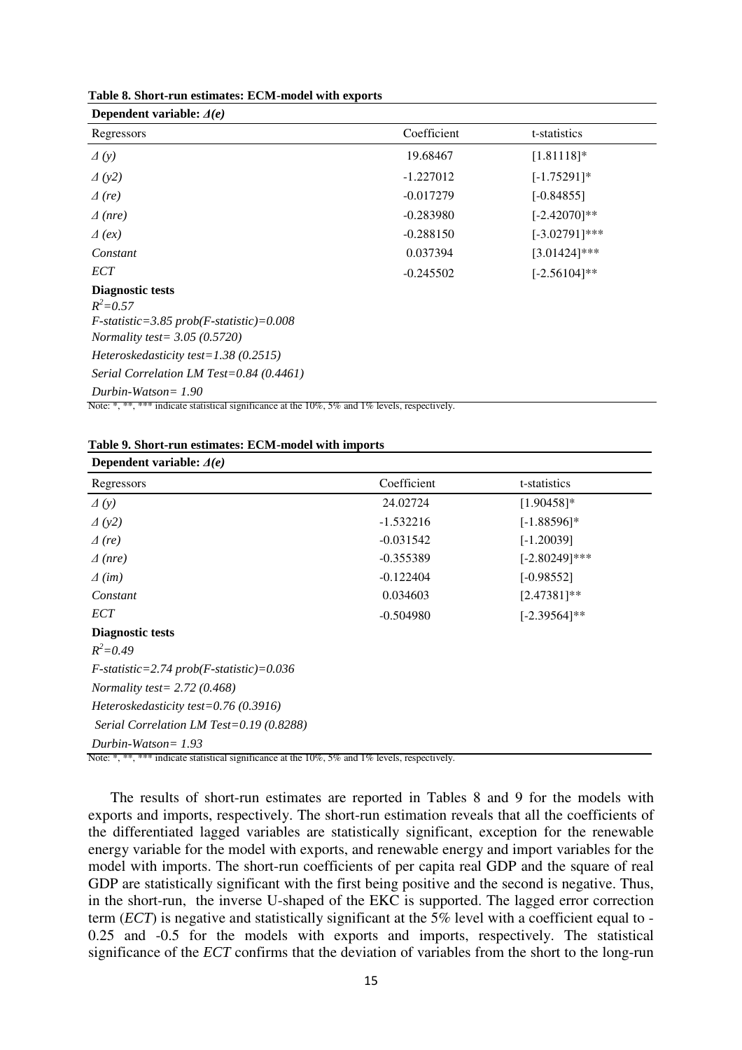**Table 8. Short-run estimates: ECM-model with exports**

| **Dependent variable: $\Delta(e)$** | | |
|---|---|---|
| Regressors | Coefficient | t-statistics |
| $\Delta\ (y)$ | 19.68467 | [1.81118]* |
| $\Delta\ (y2)$ | -1.227012 | [-1.75291]* |
| $\Delta\ (re)$ | -0.017279 | [-0.84855] |
| $\Delta\ (nre)$ | -0.283980 | [-2.42070]** |
| $\Delta\ (ex)$ | -0.288150 | [-3.02791]*** |
| *Constant* | 0.037394 | [3.01424]*** |
| *ECT* | -0.245502 | [-2.56104]** |

**Diagnostic tests**

$R^2=0.57$

*F-statistic=3.85 prob(F-statistic)=0.008*

*Normality test= 3.05 (0.5720)*

*Heteroskedasticity test=1.38 (0.2515)*

*Serial Correlation LM Test=0.84 (0.4461)*

*Durbin-Watson= 1.90*

Note: *, **, *** indicate statistical significance at the 10%, 5% and 1% levels, respectively.

**Table 9. Short-run estimates: ECM-model with imports**

| **Dependent variable: $\Delta(e)$** | | |
|---|---|---|
| Regressors | Coefficient | t-statistics |
| $\Delta\ (y)$ | 24.02724 | [1.90458]* |
| $\Delta\ (y2)$ | -1.532216 | [-1.88596]* |
| $\Delta\ (re)$ | -0.031542 | [-1.20039] |
| $\Delta\ (nre)$ | -0.355389 | [-2.80249]*** |
| $\Delta\ (im)$ | -0.122404 | [-0.98552] |
| *Constant* | 0.034603 | [2.47381]** |
| *ECT* | -0.504980 | [-2.39564]** |

**Diagnostic tests**

$R^2=0.49$

*F-statistic=2.74 prob(F-statistic)=0.036*

*Normality test= 2.72 (0.468)*

*Heteroskedasticity test=0.76 (0.3916)*

*Serial Correlation LM Test=0.19 (0.8288)*

*Durbin-Watson= 1.93*

Note: *, **, *** indicate statistical significance at the 10%, 5% and 1% levels, respectively.

The results of short-run estimates are reported in Tables 8 and 9 for the models with exports and imports, respectively. The short-run estimation reveals that all the coefficients of the differentiated lagged variables are statistically significant, exception for the renewable energy variable for the model with exports, and renewable energy and import variables for the model with imports. The short-run coefficients of per capita real GDP and the square of real GDP are statistically significant with the first being positive and the second is negative. Thus, in the short-run, the inverse U-shaped of the EKC is supported. The lagged error correction term (*ECT*) is negative and statistically significant at the 5% level with a coefficient equal to -0.25 and -0.5 for the models with exports and imports, respectively. The statistical significance of the *ECT* confirms that the deviation of variables from the short to the long-run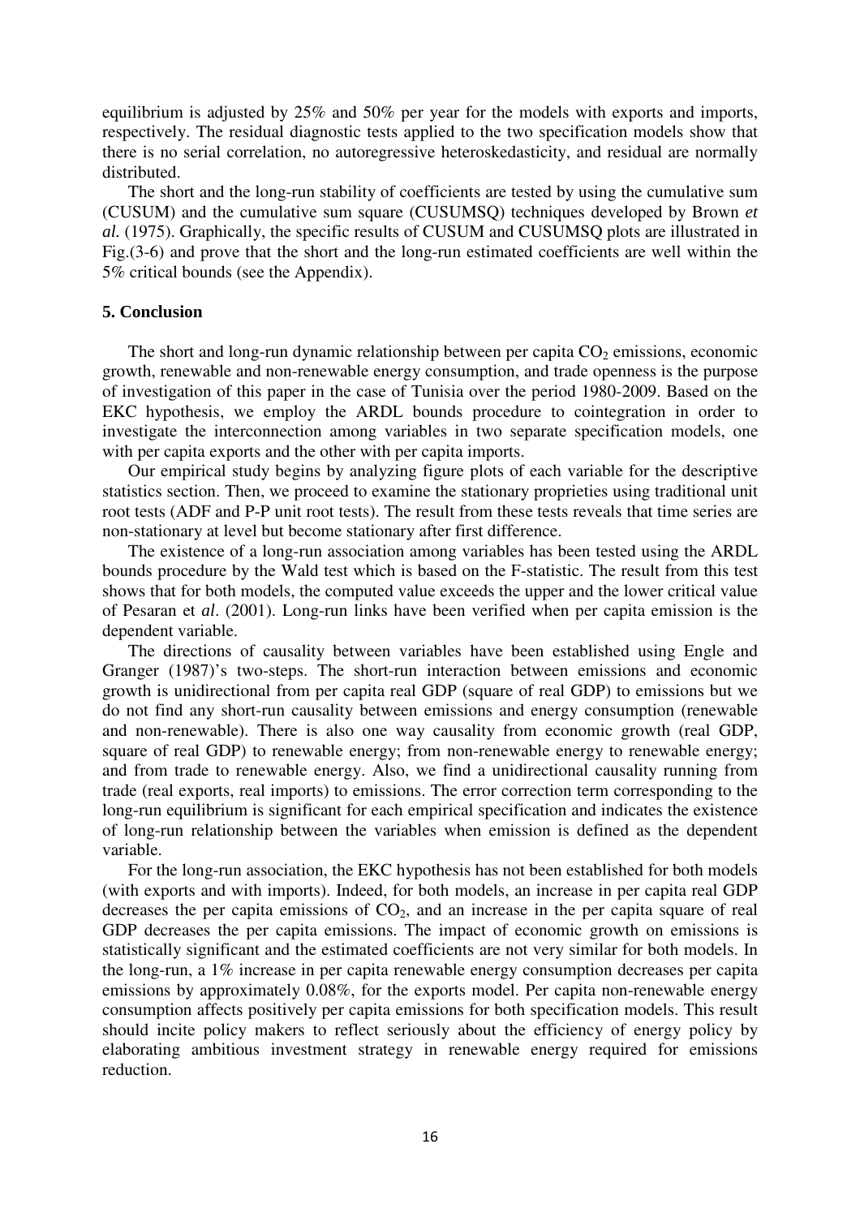equilibrium is adjusted by 25% and 50% per year for the models with exports and imports, respectively. The residual diagnostic tests applied to the two specification models show that there is no serial correlation, no autoregressive heteroskedasticity, and residual are normally distributed.

The short and the long-run stability of coefficients are tested by using the cumulative sum (CUSUM) and the cumulative sum square (CUSUMSQ) techniques developed by Brown *et al.* (1975). Graphically, the specific results of CUSUM and CUSUMSQ plots are illustrated in Fig.(3-6) and prove that the short and the long-run estimated coefficients are well within the 5% critical bounds (see the Appendix).

### 5. Conclusion

The short and long-run dynamic relationship between per capita $CO_2$ emissions, economic growth, renewable and non-renewable energy consumption, and trade openness is the purpose of investigation of this paper in the case of Tunisia over the period 1980-2009. Based on the EKC hypothesis, we employ the ARDL bounds procedure to cointegration in order to investigate the interconnection among variables in two separate specification models, one with per capita exports and the other with per capita imports.

Our empirical study begins by analyzing figure plots of each variable for the descriptive statistics section. Then, we proceed to examine the stationary proprieties using traditional unit root tests (ADF and P-P unit root tests). The result from these tests reveals that time series are non-stationary at level but become stationary after first difference.

The existence of a long-run association among variables has been tested using the ARDL bounds procedure by the Wald test which is based on the F-statistic. The result from this test shows that for both models, the computed value exceeds the upper and the lower critical value of Pesaran et *al*. (2001). Long-run links have been verified when per capita emission is the dependent variable.

The directions of causality between variables have been established using Engle and Granger (1987)'s two-steps. The short-run interaction between emissions and economic growth is unidirectional from per capita real GDP (square of real GDP) to emissions but we do not find any short-run causality between emissions and energy consumption (renewable and non-renewable). There is also one way causality from economic growth (real GDP, square of real GDP) to renewable energy; from non-renewable energy to renewable energy; and from trade to renewable energy. Also, we find a unidirectional causality running from trade (real exports, real imports) to emissions. The error correction term corresponding to the long-run equilibrium is significant for each empirical specification and indicates the existence of long-run relationship between the variables when emission is defined as the dependent variable.

For the long-run association, the EKC hypothesis has not been established for both models (with exports and with imports). Indeed, for both models, an increase in per capita real GDP decreases the per capita emissions of $CO_2$, and an increase in the per capita square of real GDP decreases the per capita emissions. The impact of economic growth on emissions is statistically significant and the estimated coefficients are not very similar for both models. In the long-run, a 1% increase in per capita renewable energy consumption decreases per capita emissions by approximately 0.08%, for the exports model. Per capita non-renewable energy consumption affects positively per capita emissions for both specification models. This result should incite policy makers to reflect seriously about the efficiency of energy policy by elaborating ambitious investment strategy in renewable energy required for emissions reduction.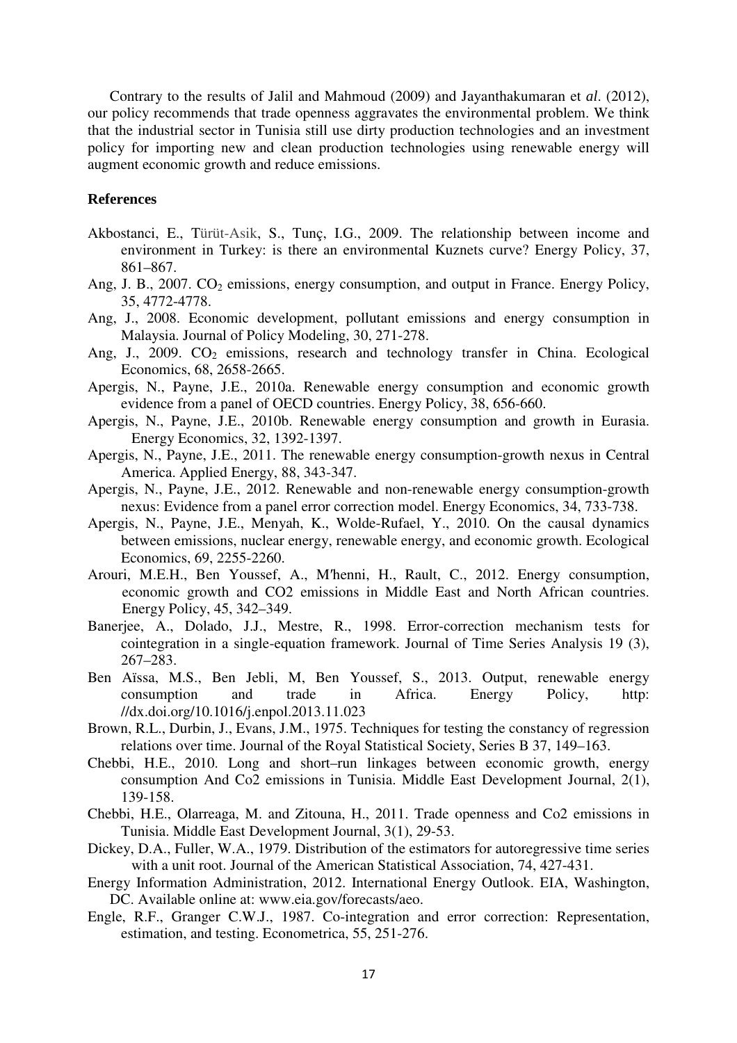Contrary to the results of Jalil and Mahmoud (2009) and Jayanthakumaran et *al*. (2012), our policy recommends that trade openness aggravates the environmental problem. We think that the industrial sector in Tunisia still use dirty production technologies and an investment policy for importing new and clean production technologies using renewable energy will augment economic growth and reduce emissions.

**References**

Akbostanci, E., Türüt-Asik, S., Tunç, I.G., 2009. The relationship between income and environment in Turkey: is there an environmental Kuznets curve? Energy Policy, 37, 861–867.

Ang, J. B., 2007. $CO_2$ emissions, energy consumption, and output in France. Energy Policy, 35, 4772-4778.

Ang, J., 2008. Economic development, pollutant emissions and energy consumption in Malaysia. Journal of Policy Modeling, 30, 271-278.

Ang, J., 2009. $CO_2$ emissions, research and technology transfer in China. Ecological Economics, 68, 2658-2665.

Apergis, N., Payne, J.E., 2010a. Renewable energy consumption and economic growth evidence from a panel of OECD countries. Energy Policy, 38, 656-660.

Apergis, N., Payne, J.E., 2010b. Renewable energy consumption and growth in Eurasia. Energy Economics, 32, 1392-1397.

Apergis, N., Payne, J.E., 2011. The renewable energy consumption-growth nexus in Central America. Applied Energy, 88, 343-347.

Apergis, N., Payne, J.E., 2012. Renewable and non-renewable energy consumption-growth nexus: Evidence from a panel error correction model. Energy Economics, 34, 733-738.

Apergis, N., Payne, J.E., Menyah, K., Wolde-Rufael, Y., 2010. On the causal dynamics between emissions, nuclear energy, renewable energy, and economic growth. Ecological Economics, 69, 2255-2260.

Arouri, M.E.H., Ben Youssef, A., M′henni, H., Rault, C., 2012. Energy consumption, economic growth and CO2 emissions in Middle East and North African countries. Energy Policy, 45, 342–349.

Banerjee, A., Dolado, J.J., Mestre, R., 1998. Error-correction mechanism tests for cointegration in a single-equation framework. Journal of Time Series Analysis 19 (3), 267–283.

Ben Aïssa, M.S., Ben Jebli, M, Ben Youssef, S., 2013. Output, renewable energy consumption and trade in Africa. Energy Policy, http: //dx.doi.org/10.1016/j.enpol.2013.11.023

Brown, R.L., Durbin, J., Evans, J.M., 1975. Techniques for testing the constancy of regression relations over time. Journal of the Royal Statistical Society, Series B 37, 149–163.

Chebbi, H.E., 2010. Long and short–run linkages between economic growth, energy consumption And Co2 emissions in Tunisia. Middle East Development Journal, 2(1), 139-158.

Chebbi, H.E., Olarreaga, M. and Zitouna, H., 2011. Trade openness and Co2 emissions in Tunisia. Middle East Development Journal, 3(1), 29-53.

Dickey, D.A., Fuller, W.A., 1979. Distribution of the estimators for autoregressive time series with a unit root. Journal of the American Statistical Association, 74, 427-431.

Energy Information Administration, 2012. International Energy Outlook. EIA, Washington, DC. Available online at: www.eia.gov/forecasts/aeo.

Engle, R.F., Granger C.W.J., 1987. Co-integration and error correction: Representation, estimation, and testing. Econometrica, 55, 251-276.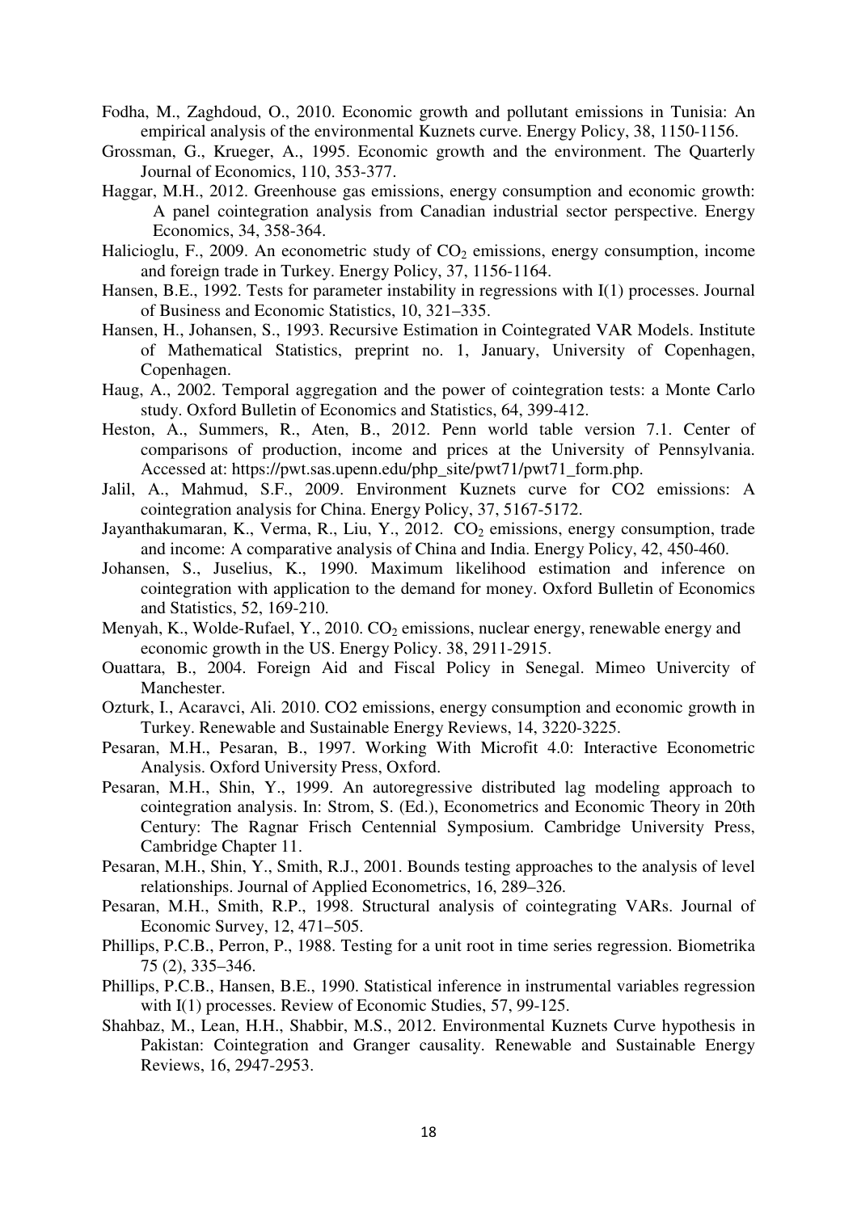Fodha, M., Zaghdoud, O., 2010. Economic growth and pollutant emissions in Tunisia: An empirical analysis of the environmental Kuznets curve. Energy Policy, 38, 1150-1156.

Grossman, G., Krueger, A., 1995. Economic growth and the environment. The Quarterly Journal of Economics, 110, 353-377.

Haggar, M.H., 2012. Greenhouse gas emissions, energy consumption and economic growth: A panel cointegration analysis from Canadian industrial sector perspective. Energy Economics, 34, 358-364.

Halicioglu, F., 2009. An econometric study of $CO_2$ emissions, energy consumption, income and foreign trade in Turkey. Energy Policy, 37, 1156-1164.

Hansen, B.E., 1992. Tests for parameter instability in regressions with I(1) processes. Journal of Business and Economic Statistics, 10, 321–335.

Hansen, H., Johansen, S., 1993. Recursive Estimation in Cointegrated VAR Models. Institute of Mathematical Statistics, preprint no. 1, January, University of Copenhagen, Copenhagen.

Haug, A., 2002. Temporal aggregation and the power of cointegration tests: a Monte Carlo study. Oxford Bulletin of Economics and Statistics, 64, 399-412.

Heston, A., Summers, R., Aten, B., 2012. Penn world table version 7.1. Center of comparisons of production, income and prices at the University of Pennsylvania. Accessed at: https://pwt.sas.upenn.edu/php_site/pwt71/pwt71_form.php.

Jalil, A., Mahmud, S.F., 2009. Environment Kuznets curve for CO2 emissions: A cointegration analysis for China. Energy Policy, 37, 5167-5172.

Jayanthakumaran, K., Verma, R., Liu, Y., 2012. $CO_2$ emissions, energy consumption, trade and income: A comparative analysis of China and India. Energy Policy, 42, 450-460.

Johansen, S., Juselius, K., 1990. Maximum likelihood estimation and inference on cointegration with application to the demand for money. Oxford Bulletin of Economics and Statistics, 52, 169-210.

Menyah, K., Wolde-Rufael, Y., 2010. $CO_2$ emissions, nuclear energy, renewable energy and economic growth in the US. Energy Policy. 38, 2911-2915.

Ouattara, B., 2004. Foreign Aid and Fiscal Policy in Senegal. Mimeo Univercity of Manchester.

Ozturk, I., Acaravci, Ali. 2010. CO2 emissions, energy consumption and economic growth in Turkey. Renewable and Sustainable Energy Reviews, 14, 3220-3225.

Pesaran, M.H., Pesaran, B., 1997. Working With Microfit 4.0: Interactive Econometric Analysis. Oxford University Press, Oxford.

Pesaran, M.H., Shin, Y., 1999. An autoregressive distributed lag modeling approach to cointegration analysis. In: Strom, S. (Ed.), Econometrics and Economic Theory in 20th Century: The Ragnar Frisch Centennial Symposium. Cambridge University Press, Cambridge Chapter 11.

Pesaran, M.H., Shin, Y., Smith, R.J., 2001. Bounds testing approaches to the analysis of level relationships. Journal of Applied Econometrics, 16, 289–326.

Pesaran, M.H., Smith, R.P., 1998. Structural analysis of cointegrating VARs. Journal of Economic Survey, 12, 471–505.

Phillips, P.C.B., Perron, P., 1988. Testing for a unit root in time series regression. Biometrika 75 (2), 335–346.

Phillips, P.C.B., Hansen, B.E., 1990. Statistical inference in instrumental variables regression with I(1) processes. Review of Economic Studies, 57, 99-125.

Shahbaz, M., Lean, H.H., Shabbir, M.S., 2012. Environmental Kuznets Curve hypothesis in Pakistan: Cointegration and Granger causality. Renewable and Sustainable Energy Reviews, 16, 2947-2953.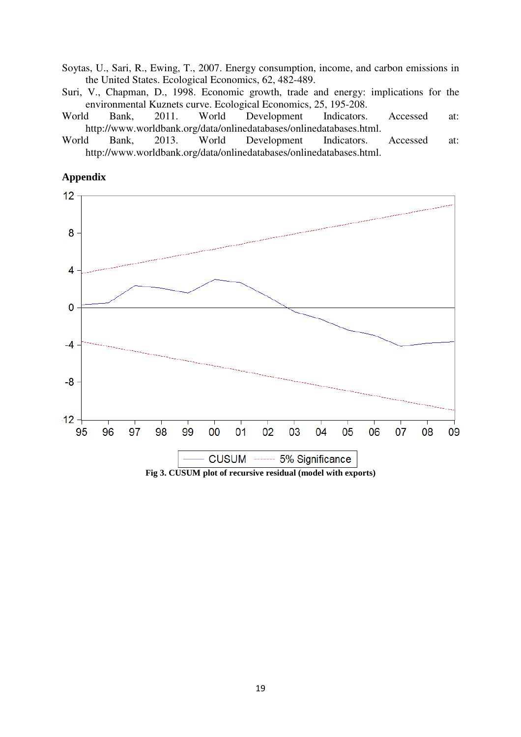Soytas, U., Sari, R., Ewing, T., 2007. Energy consumption, income, and carbon emissions in the United States. Ecological Economics, 62, 482-489.

Suri, V., Chapman, D., 1998. Economic growth, trade and energy: implications for the environmental Kuznets curve. Ecological Economics, 25, 195-208.

World Bank, 2011. World Development Indicators. Accessed at: http://www.worldbank.org/data/onlinedatabases/onlinedatabases.html.

World Bank, 2013. World Development Indicators. Accessed at: http://www.worldbank.org/data/onlinedatabases/onlinedatabases.html.

## Appendix

**Fig 3. CUSUM plot of recursive residual (model with exports)**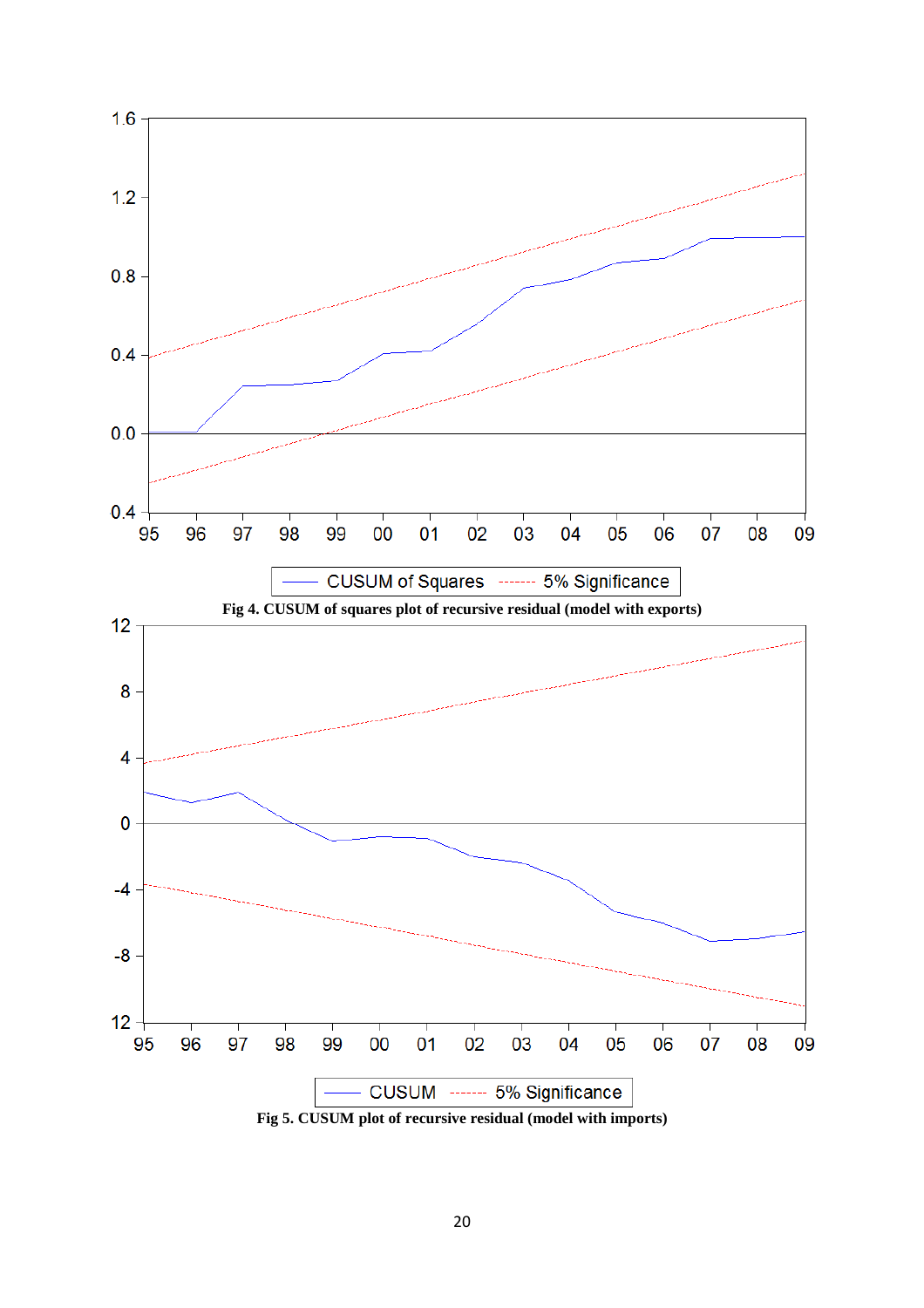Fig 4. CUSUM of squares plot of recursive residual (model with exports)

Fig 5. CUSUM plot of recursive residual (model with imports)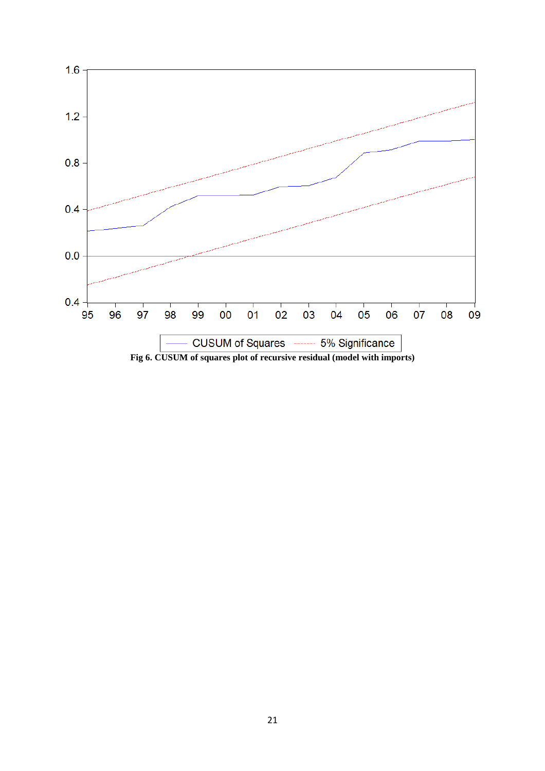1.6

1.2

0.8

0.4

0.0

0.4

95 96 97 98 99 00 01 02 03 04 05 06 07 08 09

CUSUM of Squares ------ 5% Significance

**Fig 6. CUSUM of squares plot of recursive residual (model with imports)**